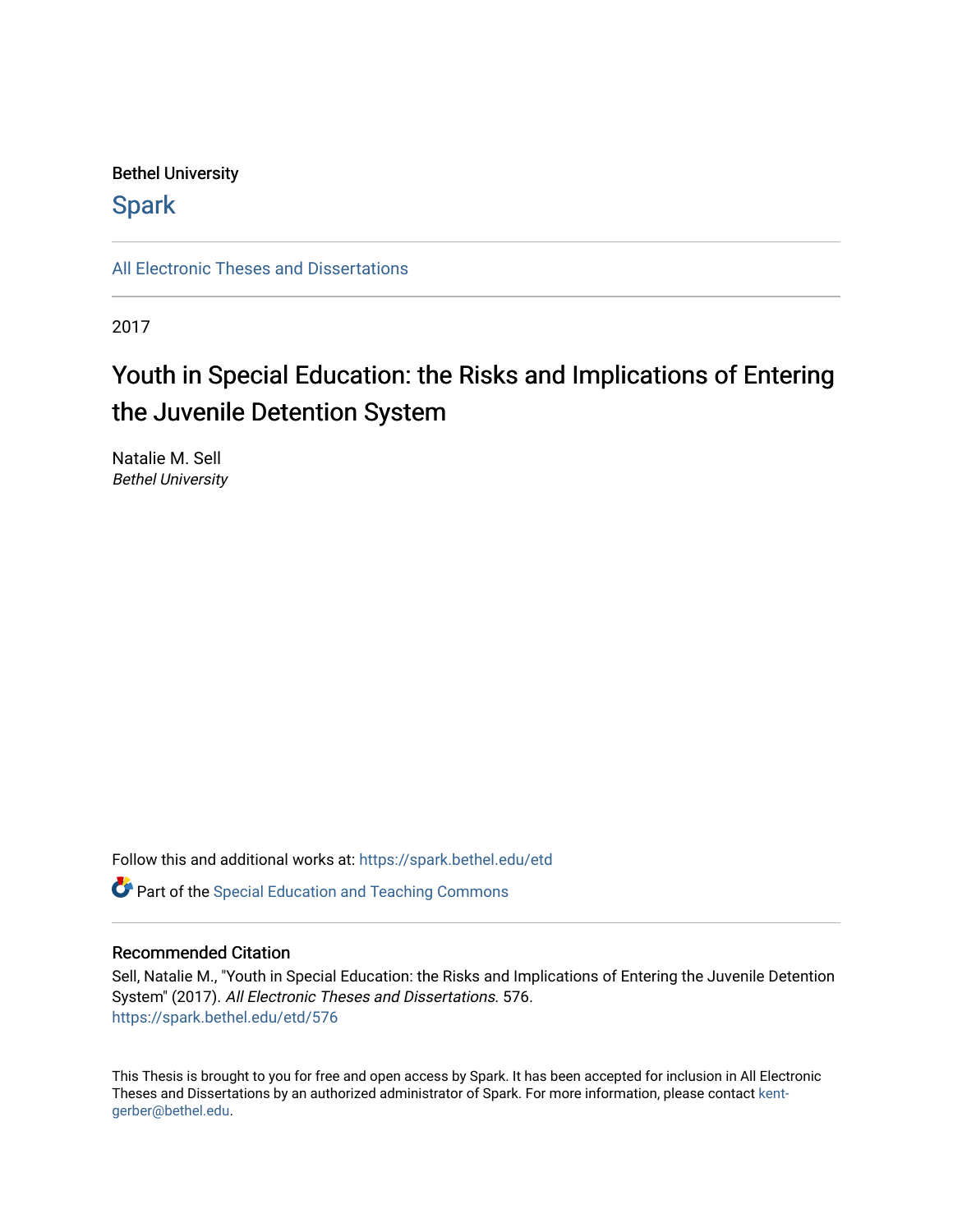Bethel University

Spark

All Electronic Theses and Dissertations

2017

# Youth in Special Education: the Risks and Implications of Entering the Juvenile Detention System

Natalie M. Sell
*Bethel University*

Follow this and additional works at: https://spark.bethel.edu/etd

Part of the Special Education and Teaching Commons

## Recommended Citation

Sell, Natalie M., "Youth in Special Education: the Risks and Implications of Entering the Juvenile Detention System" (2017). *All Electronic Theses and Dissertations*. 576.
https://spark.bethel.edu/etd/576

This Thesis is brought to you for free and open access by Spark. It has been accepted for inclusion in All Electronic Theses and Dissertations by an authorized administrator of Spark. For more information, please contact kent-gerber@bethel.edu.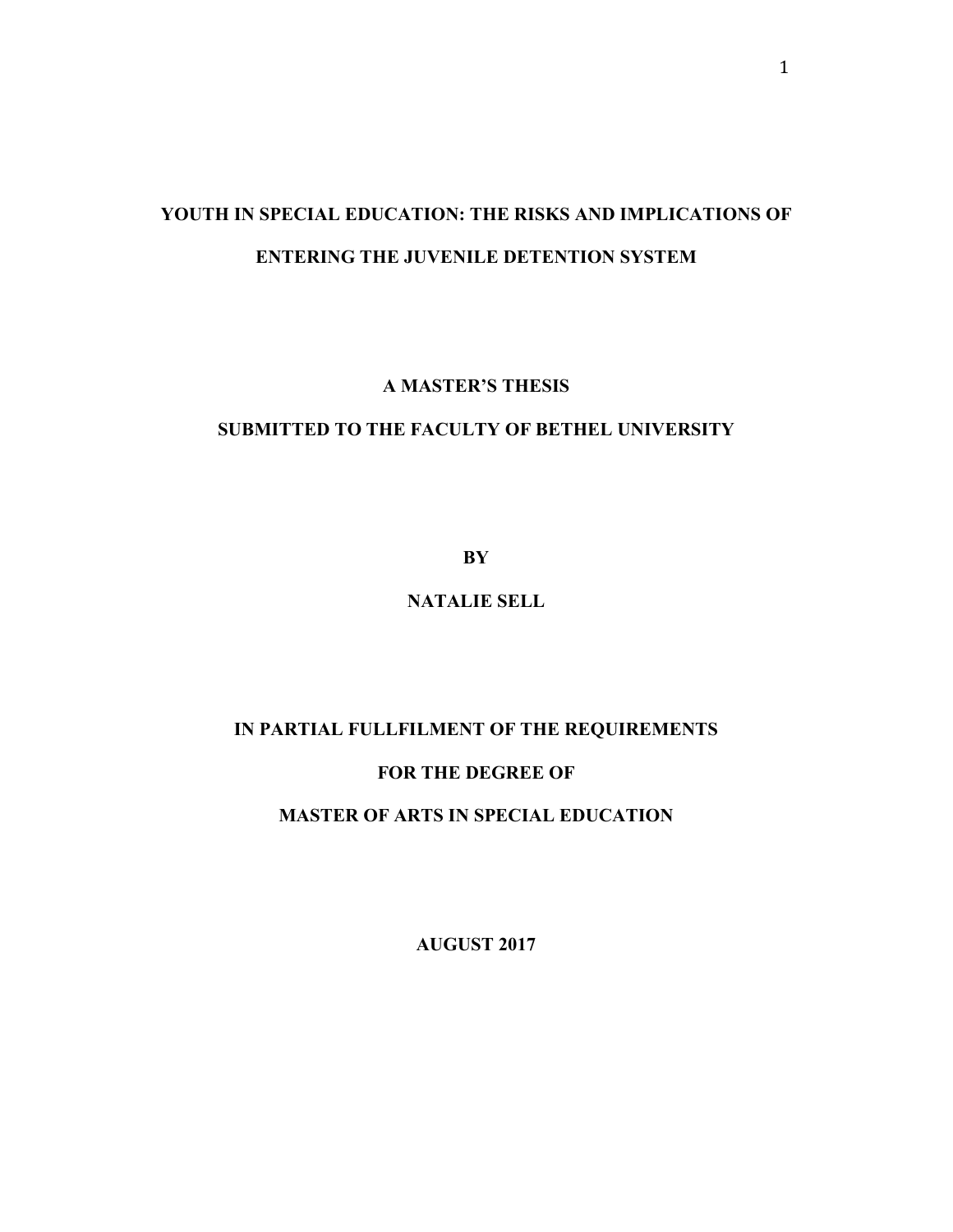# YOUTH IN SPECIAL EDUCATION: THE RISKS AND IMPLICATIONS OF ENTERING THE JUVENILE DETENTION SYSTEM

**A MASTER'S THESIS**

**SUBMITTED TO THE FACULTY OF BETHEL UNIVERSITY**

**BY**

**NATALIE SELL**

**IN PARTIAL FULLFILMENT OF THE REQUIREMENTS**

**FOR THE DEGREE OF**

**MASTER OF ARTS IN SPECIAL EDUCATION**

**AUGUST 2017**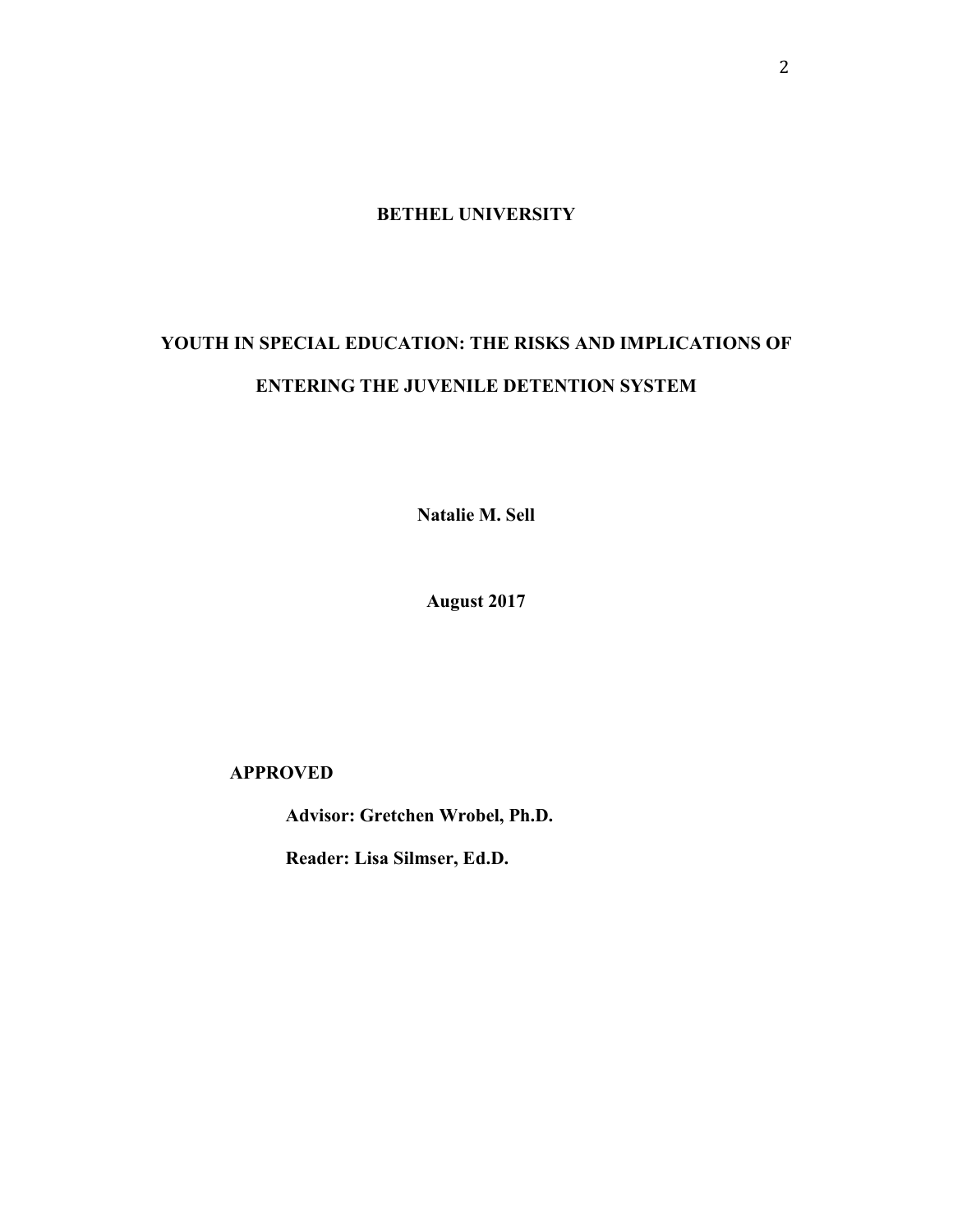**BETHEL UNIVERSITY**

**YOUTH IN SPECIAL EDUCATION: THE RISKS AND IMPLICATIONS OF ENTERING THE JUVENILE DETENTION SYSTEM**

**Natalie M. Sell**

**August 2017**

**APPROVED**

**Advisor: Gretchen Wrobel, Ph.D.**

**Reader: Lisa Silmser, Ed.D.**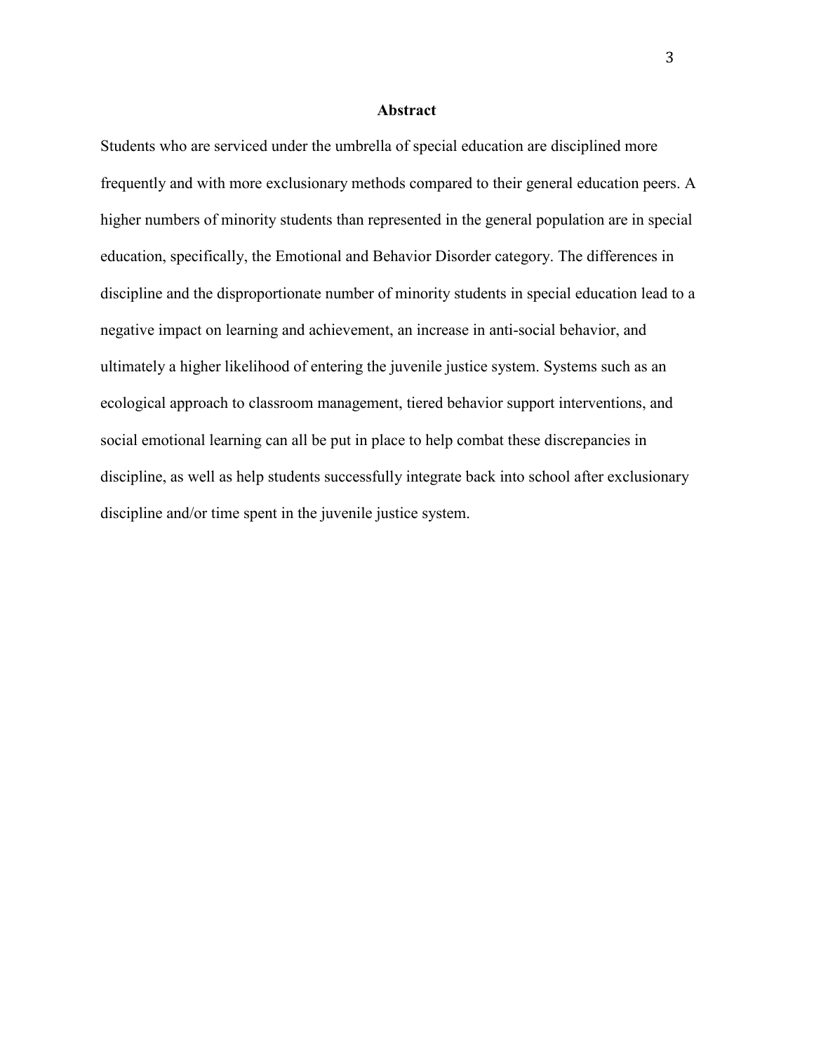# Abstract

Students who are serviced under the umbrella of special education are disciplined more frequently and with more exclusionary methods compared to their general education peers. A higher numbers of minority students than represented in the general population are in special education, specifically, the Emotional and Behavior Disorder category. The differences in discipline and the disproportionate number of minority students in special education lead to a negative impact on learning and achievement, an increase in anti-social behavior, and ultimately a higher likelihood of entering the juvenile justice system. Systems such as an ecological approach to classroom management, tiered behavior support interventions, and social emotional learning can all be put in place to help combat these discrepancies in discipline, as well as help students successfully integrate back into school after exclusionary discipline and/or time spent in the juvenile justice system.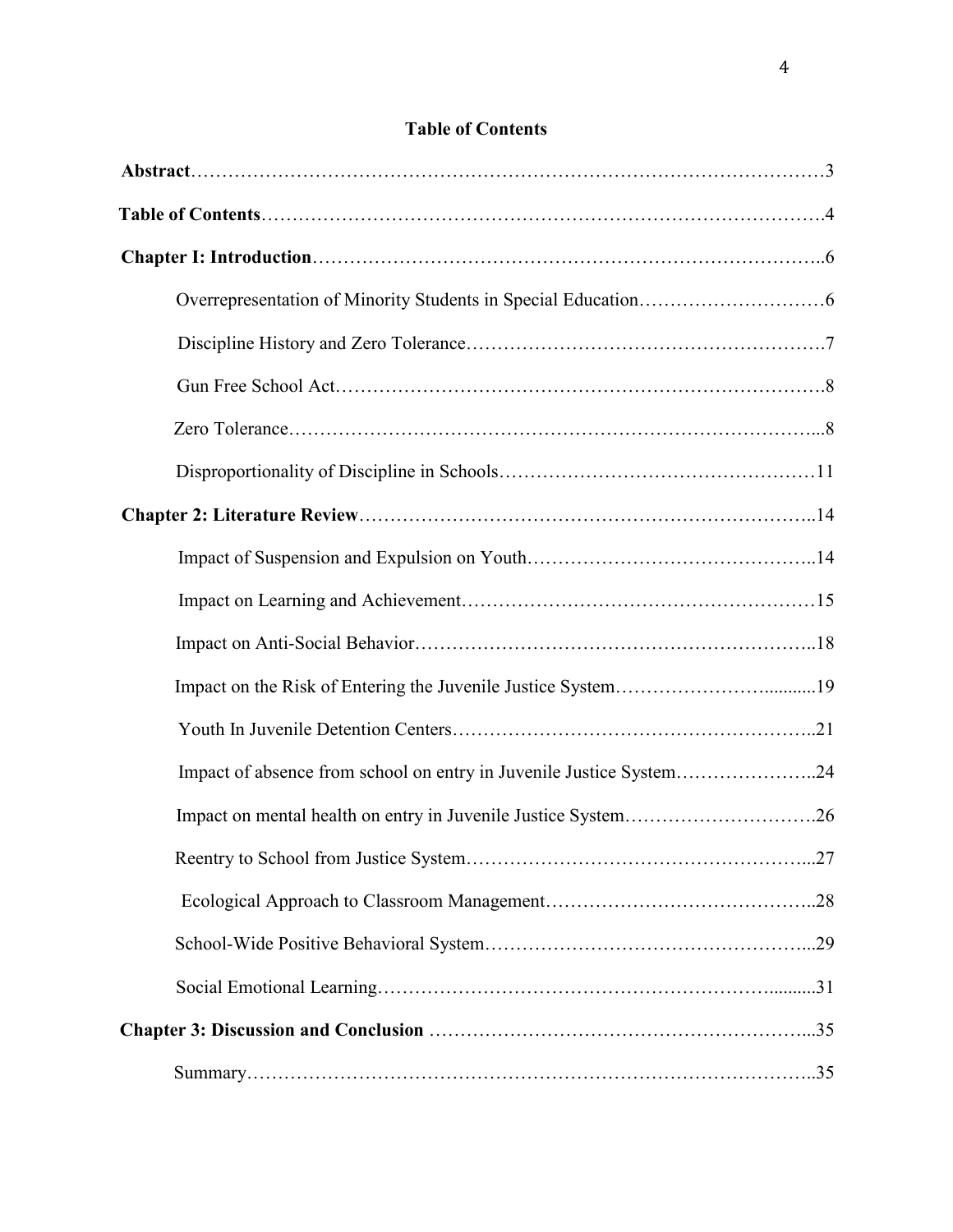## Table of Contents

**Abstract**……………………………………………………………………………………3

**Table of Contents**………………………………………………………………………….4

**Chapter I: Introduction**……………………………………………………………………..6

- Overrepresentation of Minority Students in Special Education…………………………6
- Discipline History and Zero Tolerance……………………………………………….7
- Gun Free School Act…………………………………………………………………8
- Zero Tolerance………………………………………………………………………...8
- Disproportionality of Discipline in Schools……………………………………………11

**Chapter 2: Literature Review**………………………………………………………………..14

- Impact of Suspension and Expulsion on Youth………………………………………..14
- Impact on Learning and Achievement…………………………………………………15
- Impact on Anti-Social Behavior………………………………………………………..18
- Impact on the Risk of Entering the Juvenile Justice System…………………….........19
- Youth In Juvenile Detention Centers…………………………………………………..21
- Impact of absence from school on entry in Juvenile Justice System…………………..24
- Impact on mental health on entry in Juvenile Justice System………………………….26
- Reentry to School from Justice System………………………………………………...27
- Ecological Approach to Classroom Management……………………………………..28
- School-Wide Positive Behavioral System……………………………………………...29
- Social Emotional Learning…………………………………………………….........31

**Chapter 3: Discussion and Conclusion** …………………………………………………...35

- Summary………………………………………………………………………………..35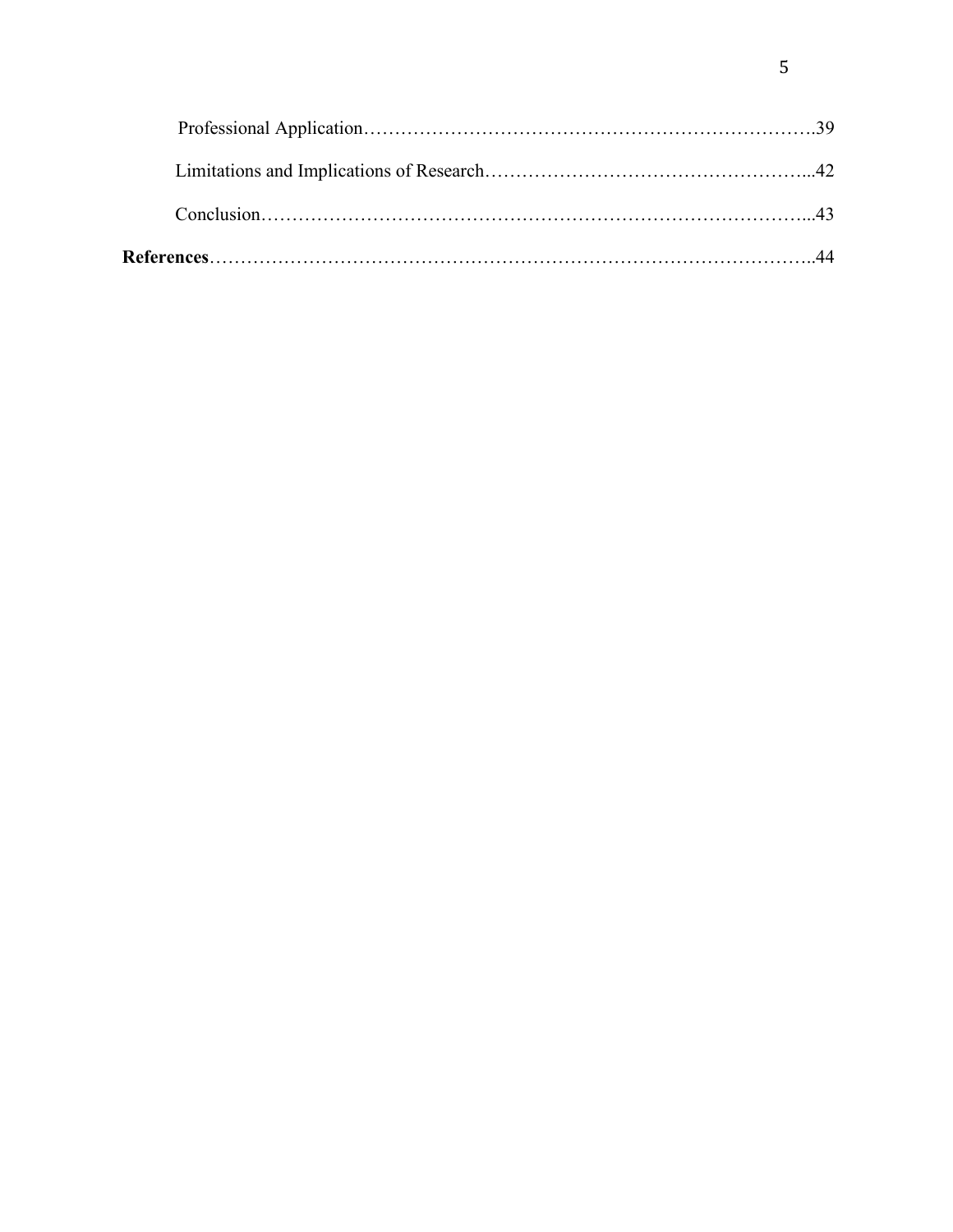Professional Application……………………………………………………………….39

Limitations and Implications of Research…………………………………………...42

Conclusion……………………………………………………………………….…...43

**References**………………………………………………………………………………..44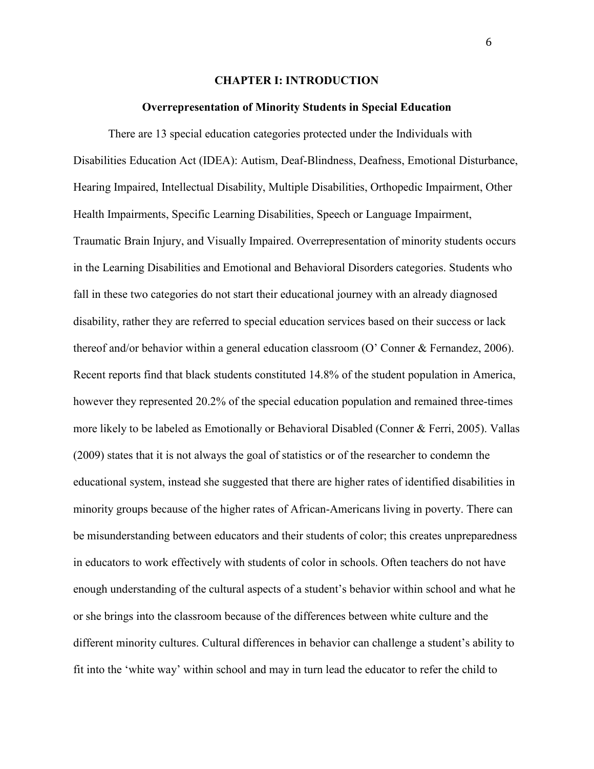# CHAPTER I: INTRODUCTION

## Overrepresentation of Minority Students in Special Education

There are 13 special education categories protected under the Individuals with Disabilities Education Act (IDEA): Autism, Deaf-Blindness, Deafness, Emotional Disturbance, Hearing Impaired, Intellectual Disability, Multiple Disabilities, Orthopedic Impairment, Other Health Impairments, Specific Learning Disabilities, Speech or Language Impairment, Traumatic Brain Injury, and Visually Impaired. Overrepresentation of minority students occurs in the Learning Disabilities and Emotional and Behavioral Disorders categories. Students who fall in these two categories do not start their educational journey with an already diagnosed disability, rather they are referred to special education services based on their success or lack thereof and/or behavior within a general education classroom (O' Conner & Fernandez, 2006). Recent reports find that black students constituted 14.8% of the student population in America, however they represented 20.2% of the special education population and remained three-times more likely to be labeled as Emotionally or Behavioral Disabled (Conner & Ferri, 2005). Vallas (2009) states that it is not always the goal of statistics or of the researcher to condemn the educational system, instead she suggested that there are higher rates of identified disabilities in minority groups because of the higher rates of African-Americans living in poverty. There can be misunderstanding between educators and their students of color; this creates unpreparedness in educators to work effectively with students of color in schools. Often teachers do not have enough understanding of the cultural aspects of a student's behavior within school and what he or she brings into the classroom because of the differences between white culture and the different minority cultures. Cultural differences in behavior can challenge a student's ability to fit into the 'white way' within school and may in turn lead the educator to refer the child to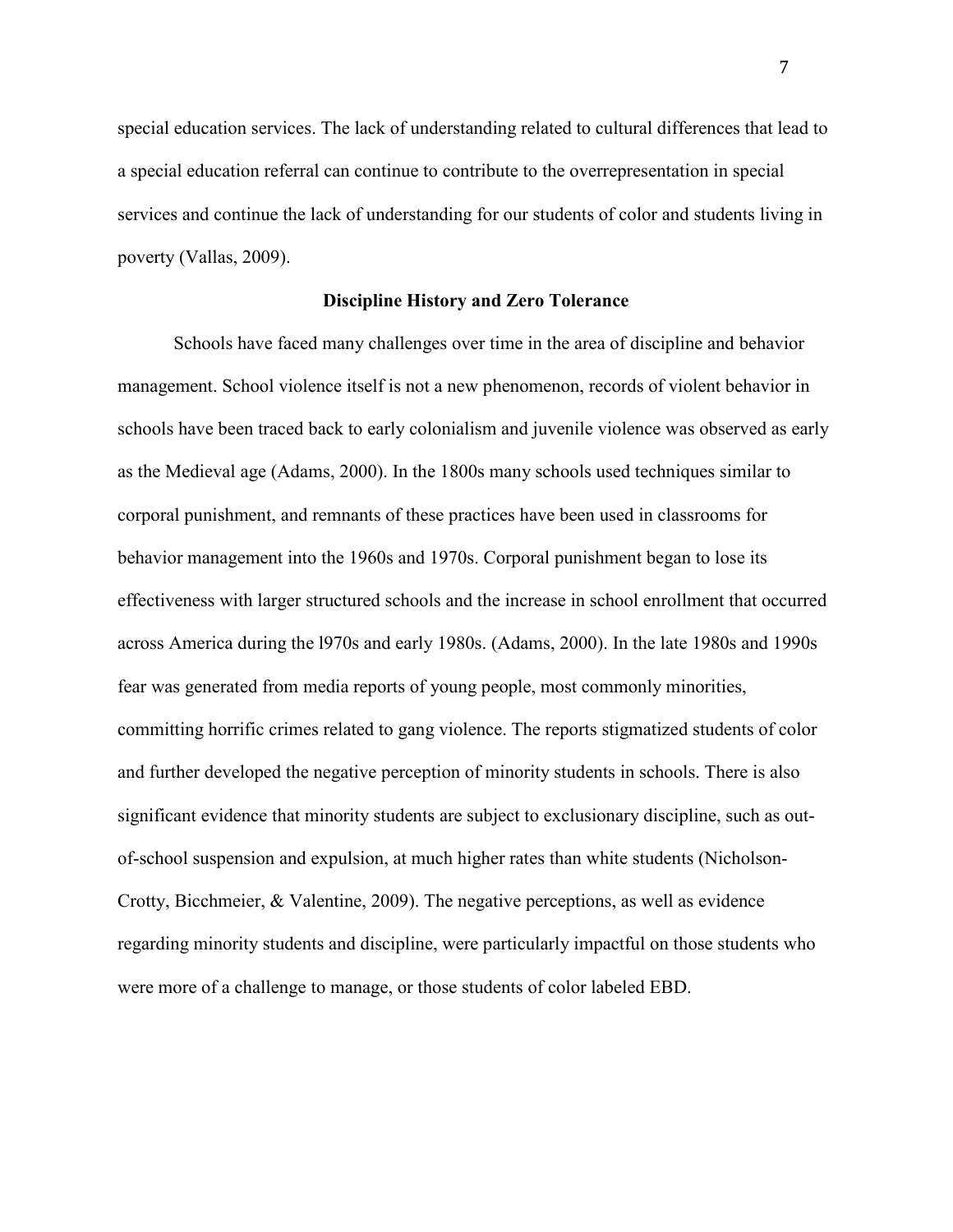special education services. The lack of understanding related to cultural differences that lead to a special education referral can continue to contribute to the overrepresentation in special services and continue the lack of understanding for our students of color and students living in poverty (Vallas, 2009).

## Discipline History and Zero Tolerance

Schools have faced many challenges over time in the area of discipline and behavior management. School violence itself is not a new phenomenon, records of violent behavior in schools have been traced back to early colonialism and juvenile violence was observed as early as the Medieval age (Adams, 2000). In the 1800s many schools used techniques similar to corporal punishment, and remnants of these practices have been used in classrooms for behavior management into the 1960s and 1970s. Corporal punishment began to lose its effectiveness with larger structured schools and the increase in school enrollment that occurred across America during the l970s and early 1980s. (Adams, 2000). In the late 1980s and 1990s fear was generated from media reports of young people, most commonly minorities, committing horrific crimes related to gang violence. The reports stigmatized students of color and further developed the negative perception of minority students in schools. There is also significant evidence that minority students are subject to exclusionary discipline, such as out-of-school suspension and expulsion, at much higher rates than white students (Nicholson-Crotty, Bicchmeier, & Valentine, 2009). The negative perceptions, as well as evidence regarding minority students and discipline, were particularly impactful on those students who were more of a challenge to manage, or those students of color labeled EBD.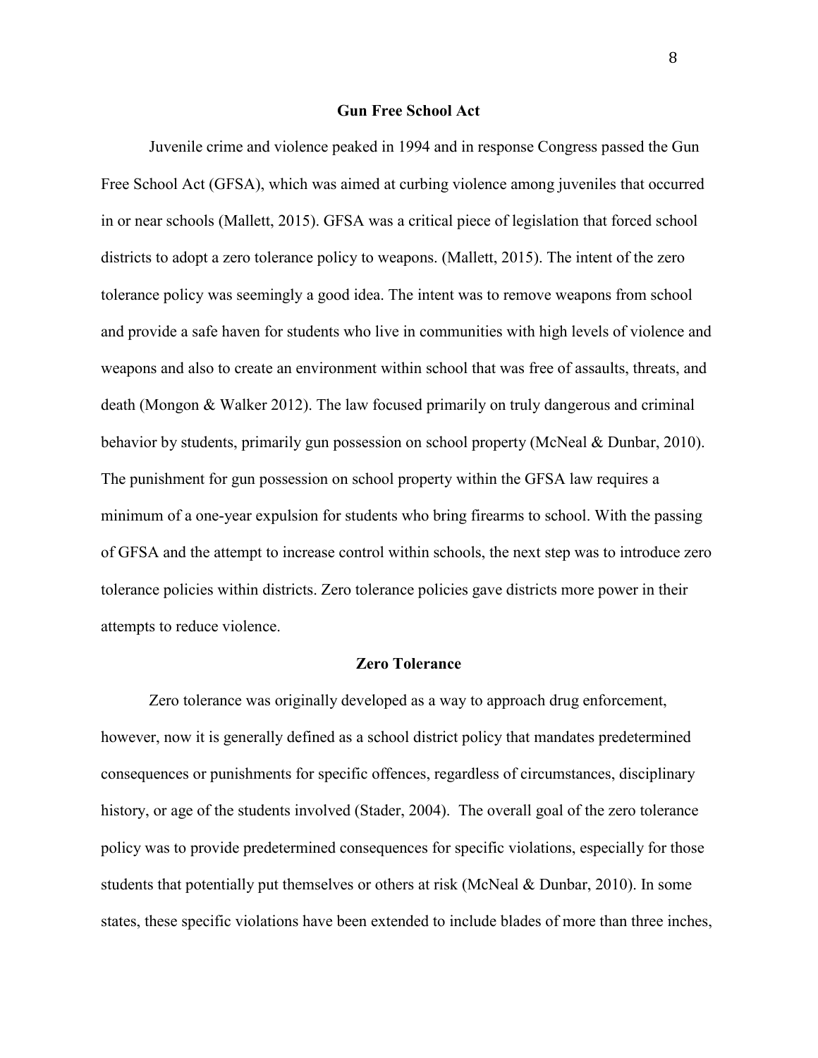## Gun Free School Act

Juvenile crime and violence peaked in 1994 and in response Congress passed the Gun Free School Act (GFSA), which was aimed at curbing violence among juveniles that occurred in or near schools (Mallett, 2015). GFSA was a critical piece of legislation that forced school districts to adopt a zero tolerance policy to weapons. (Mallett, 2015). The intent of the zero tolerance policy was seemingly a good idea. The intent was to remove weapons from school and provide a safe haven for students who live in communities with high levels of violence and weapons and also to create an environment within school that was free of assaults, threats, and death (Mongon & Walker 2012). The law focused primarily on truly dangerous and criminal behavior by students, primarily gun possession on school property (McNeal & Dunbar, 2010). The punishment for gun possession on school property within the GFSA law requires a minimum of a one-year expulsion for students who bring firearms to school. With the passing of GFSA and the attempt to increase control within schools, the next step was to introduce zero tolerance policies within districts. Zero tolerance policies gave districts more power in their attempts to reduce violence.

## Zero Tolerance

Zero tolerance was originally developed as a way to approach drug enforcement, however, now it is generally defined as a school district policy that mandates predetermined consequences or punishments for specific offences, regardless of circumstances, disciplinary history, or age of the students involved (Stader, 2004). The overall goal of the zero tolerance policy was to provide predetermined consequences for specific violations, especially for those students that potentially put themselves or others at risk (McNeal & Dunbar, 2010). In some states, these specific violations have been extended to include blades of more than three inches,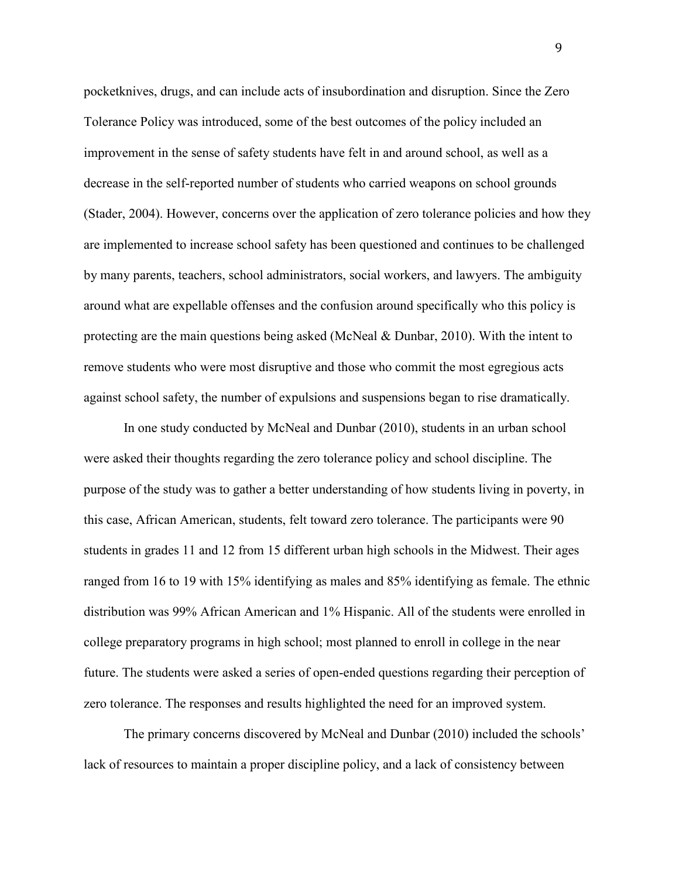pocketknives, drugs, and can include acts of insubordination and disruption. Since the Zero Tolerance Policy was introduced, some of the best outcomes of the policy included an improvement in the sense of safety students have felt in and around school, as well as a decrease in the self-reported number of students who carried weapons on school grounds (Stader, 2004). However, concerns over the application of zero tolerance policies and how they are implemented to increase school safety has been questioned and continues to be challenged by many parents, teachers, school administrators, social workers, and lawyers. The ambiguity around what are expellable offenses and the confusion around specifically who this policy is protecting are the main questions being asked (McNeal & Dunbar, 2010). With the intent to remove students who were most disruptive and those who commit the most egregious acts against school safety, the number of expulsions and suspensions began to rise dramatically.

In one study conducted by McNeal and Dunbar (2010), students in an urban school were asked their thoughts regarding the zero tolerance policy and school discipline. The purpose of the study was to gather a better understanding of how students living in poverty, in this case, African American, students, felt toward zero tolerance. The participants were 90 students in grades 11 and 12 from 15 different urban high schools in the Midwest. Their ages ranged from 16 to 19 with 15% identifying as males and 85% identifying as female. The ethnic distribution was 99% African American and 1% Hispanic. All of the students were enrolled in college preparatory programs in high school; most planned to enroll in college in the near future. The students were asked a series of open-ended questions regarding their perception of zero tolerance. The responses and results highlighted the need for an improved system.

The primary concerns discovered by McNeal and Dunbar (2010) included the schools' lack of resources to maintain a proper discipline policy, and a lack of consistency between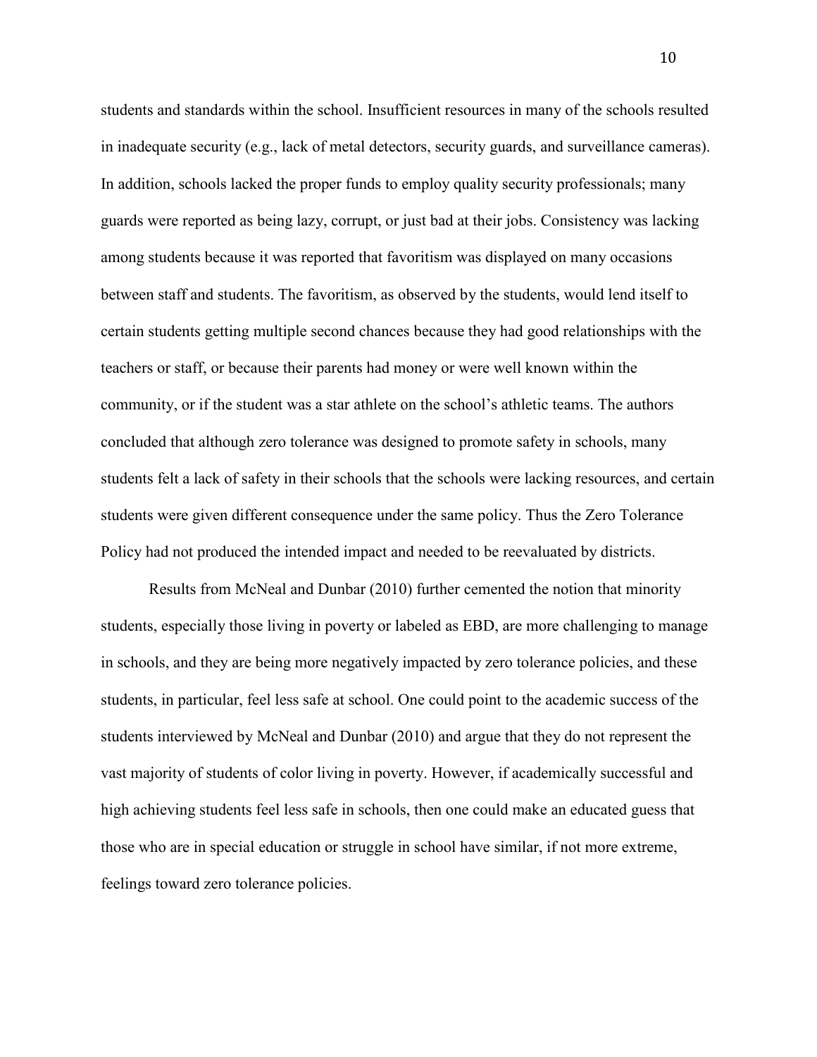students and standards within the school. Insufficient resources in many of the schools resulted in inadequate security (e.g., lack of metal detectors, security guards, and surveillance cameras). In addition, schools lacked the proper funds to employ quality security professionals; many guards were reported as being lazy, corrupt, or just bad at their jobs. Consistency was lacking among students because it was reported that favoritism was displayed on many occasions between staff and students. The favoritism, as observed by the students, would lend itself to certain students getting multiple second chances because they had good relationships with the teachers or staff, or because their parents had money or were well known within the community, or if the student was a star athlete on the school's athletic teams. The authors concluded that although zero tolerance was designed to promote safety in schools, many students felt a lack of safety in their schools that the schools were lacking resources, and certain students were given different consequence under the same policy. Thus the Zero Tolerance Policy had not produced the intended impact and needed to be reevaluated by districts.

Results from McNeal and Dunbar (2010) further cemented the notion that minority students, especially those living in poverty or labeled as EBD, are more challenging to manage in schools, and they are being more negatively impacted by zero tolerance policies, and these students, in particular, feel less safe at school. One could point to the academic success of the students interviewed by McNeal and Dunbar (2010) and argue that they do not represent the vast majority of students of color living in poverty. However, if academically successful and high achieving students feel less safe in schools, then one could make an educated guess that those who are in special education or struggle in school have similar, if not more extreme, feelings toward zero tolerance policies.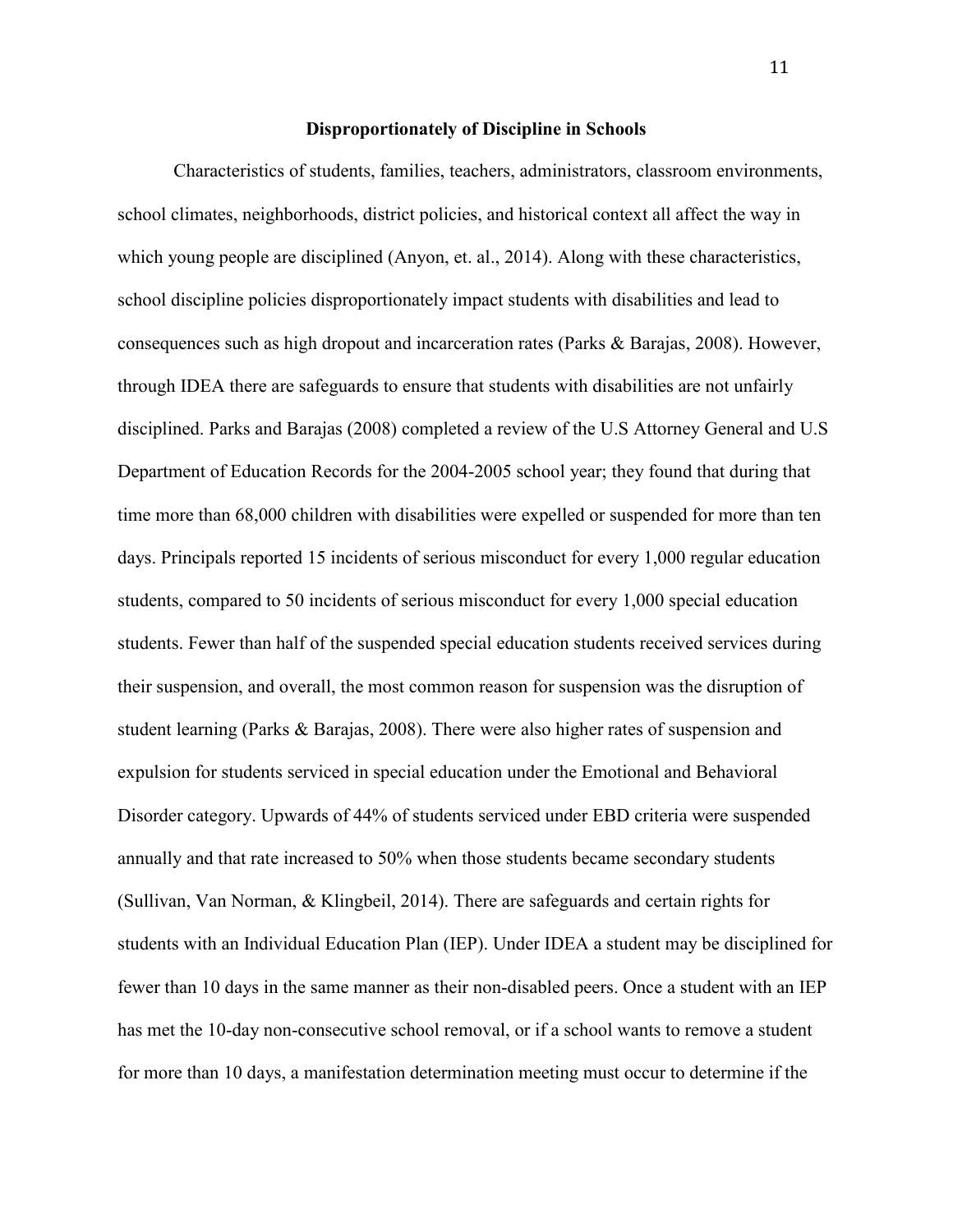## Disproportionately of Discipline in Schools

Characteristics of students, families, teachers, administrators, classroom environments, school climates, neighborhoods, district policies, and historical context all affect the way in which young people are disciplined (Anyon, et. al., 2014). Along with these characteristics, school discipline policies disproportionately impact students with disabilities and lead to consequences such as high dropout and incarceration rates (Parks & Barajas, 2008). However, through IDEA there are safeguards to ensure that students with disabilities are not unfairly disciplined. Parks and Barajas (2008) completed a review of the U.S Attorney General and U.S Department of Education Records for the 2004-2005 school year; they found that during that time more than 68,000 children with disabilities were expelled or suspended for more than ten days. Principals reported 15 incidents of serious misconduct for every 1,000 regular education students, compared to 50 incidents of serious misconduct for every 1,000 special education students. Fewer than half of the suspended special education students received services during their suspension, and overall, the most common reason for suspension was the disruption of student learning (Parks & Barajas, 2008). There were also higher rates of suspension and expulsion for students serviced in special education under the Emotional and Behavioral Disorder category. Upwards of 44% of students serviced under EBD criteria were suspended annually and that rate increased to 50% when those students became secondary students (Sullivan, Van Norman, & Klingbeil, 2014). There are safeguards and certain rights for students with an Individual Education Plan (IEP). Under IDEA a student may be disciplined for fewer than 10 days in the same manner as their non-disabled peers. Once a student with an IEP has met the 10-day non-consecutive school removal, or if a school wants to remove a student for more than 10 days, a manifestation determination meeting must occur to determine if the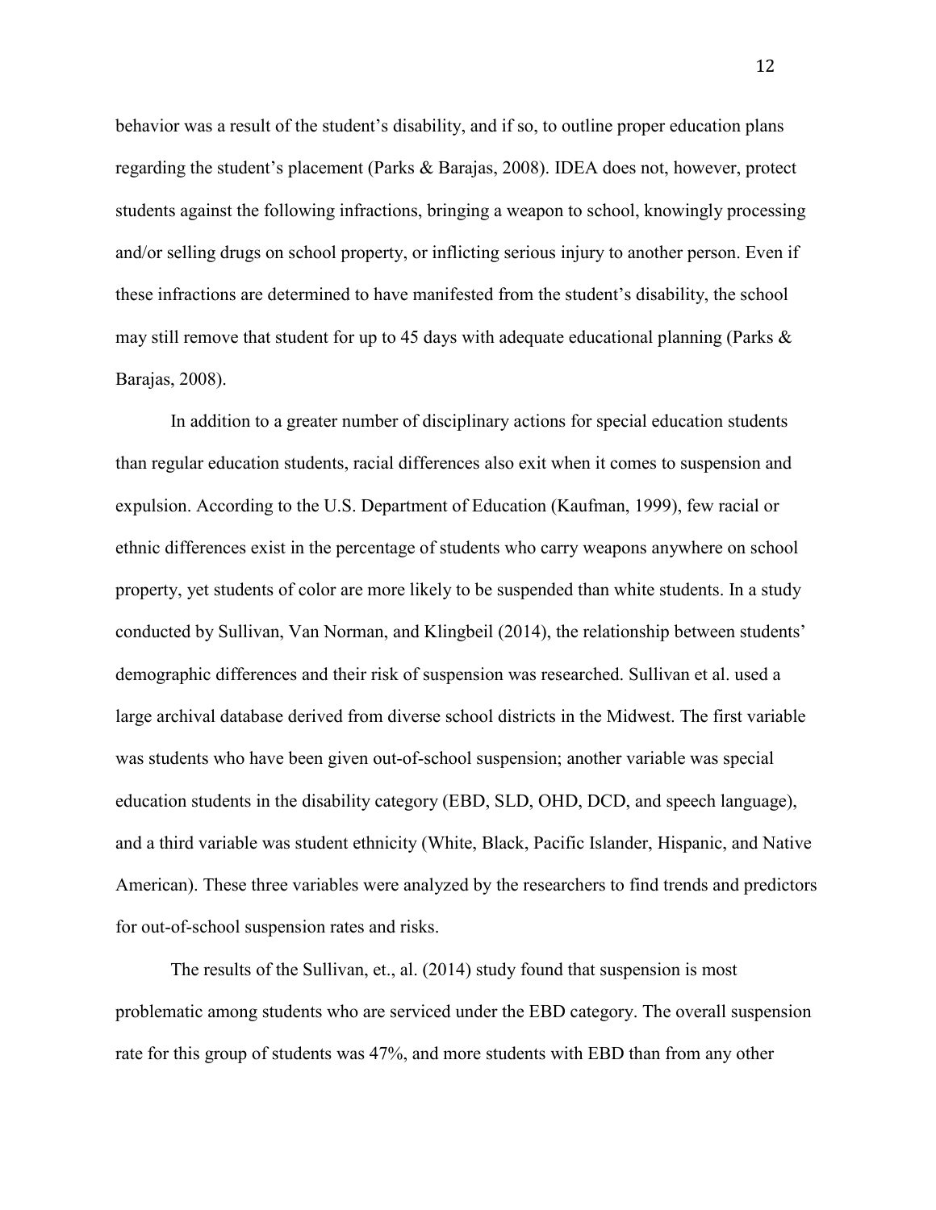behavior was a result of the student's disability, and if so, to outline proper education plans regarding the student's placement (Parks & Barajas, 2008). IDEA does not, however, protect students against the following infractions, bringing a weapon to school, knowingly processing and/or selling drugs on school property, or inflicting serious injury to another person. Even if these infractions are determined to have manifested from the student's disability, the school may still remove that student for up to 45 days with adequate educational planning (Parks & Barajas, 2008).

In addition to a greater number of disciplinary actions for special education students than regular education students, racial differences also exit when it comes to suspension and expulsion. According to the U.S. Department of Education (Kaufman, 1999), few racial or ethnic differences exist in the percentage of students who carry weapons anywhere on school property, yet students of color are more likely to be suspended than white students. In a study conducted by Sullivan, Van Norman, and Klingbeil (2014), the relationship between students' demographic differences and their risk of suspension was researched. Sullivan et al. used a large archival database derived from diverse school districts in the Midwest. The first variable was students who have been given out-of-school suspension; another variable was special education students in the disability category (EBD, SLD, OHD, DCD, and speech language), and a third variable was student ethnicity (White, Black, Pacific Islander, Hispanic, and Native American). These three variables were analyzed by the researchers to find trends and predictors for out-of-school suspension rates and risks.

The results of the Sullivan, et., al. (2014) study found that suspension is most problematic among students who are serviced under the EBD category. The overall suspension rate for this group of students was 47%, and more students with EBD than from any other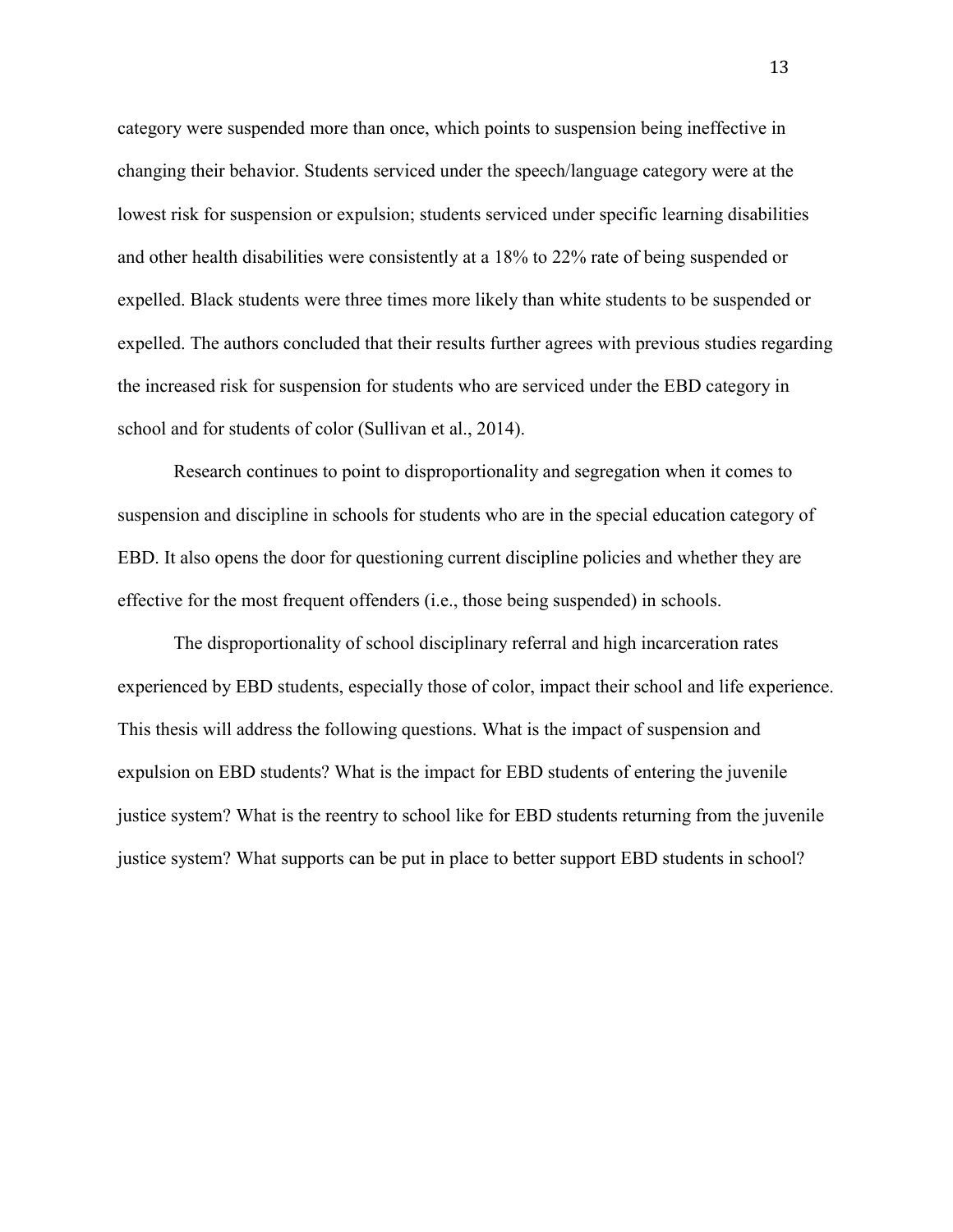category were suspended more than once, which points to suspension being ineffective in changing their behavior. Students serviced under the speech/language category were at the lowest risk for suspension or expulsion; students serviced under specific learning disabilities and other health disabilities were consistently at a 18% to 22% rate of being suspended or expelled. Black students were three times more likely than white students to be suspended or expelled. The authors concluded that their results further agrees with previous studies regarding the increased risk for suspension for students who are serviced under the EBD category in school and for students of color (Sullivan et al., 2014).

Research continues to point to disproportionality and segregation when it comes to suspension and discipline in schools for students who are in the special education category of EBD. It also opens the door for questioning current discipline policies and whether they are effective for the most frequent offenders (i.e., those being suspended) in schools.

The disproportionality of school disciplinary referral and high incarceration rates experienced by EBD students, especially those of color, impact their school and life experience. This thesis will address the following questions. What is the impact of suspension and expulsion on EBD students? What is the impact for EBD students of entering the juvenile justice system? What is the reentry to school like for EBD students returning from the juvenile justice system? What supports can be put in place to better support EBD students in school?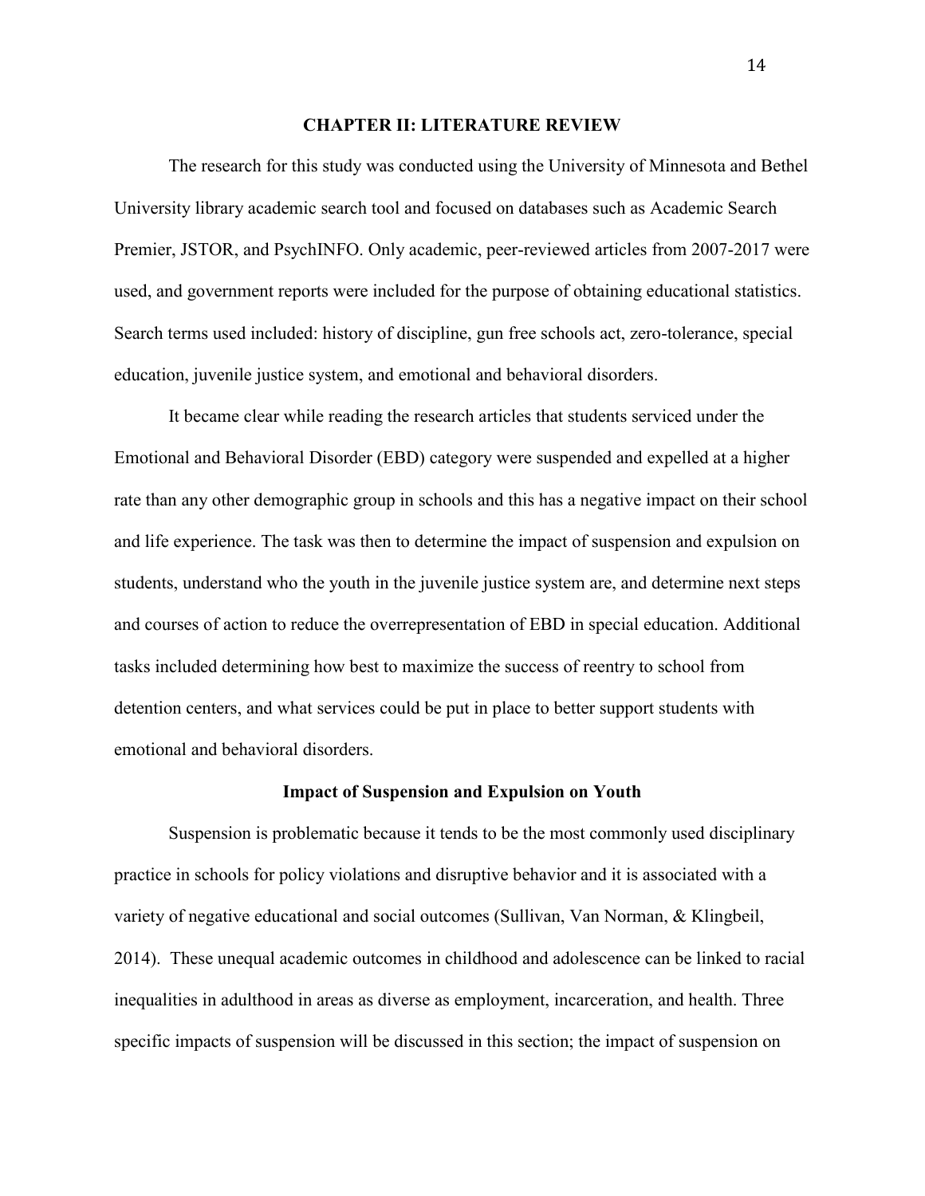## CHAPTER II: LITERATURE REVIEW

The research for this study was conducted using the University of Minnesota and Bethel University library academic search tool and focused on databases such as Academic Search Premier, JSTOR, and PsychINFO. Only academic, peer-reviewed articles from 2007-2017 were used, and government reports were included for the purpose of obtaining educational statistics. Search terms used included: history of discipline, gun free schools act, zero-tolerance, special education, juvenile justice system, and emotional and behavioral disorders.

It became clear while reading the research articles that students serviced under the Emotional and Behavioral Disorder (EBD) category were suspended and expelled at a higher rate than any other demographic group in schools and this has a negative impact on their school and life experience. The task was then to determine the impact of suspension and expulsion on students, understand who the youth in the juvenile justice system are, and determine next steps and courses of action to reduce the overrepresentation of EBD in special education. Additional tasks included determining how best to maximize the success of reentry to school from detention centers, and what services could be put in place to better support students with emotional and behavioral disorders.

### Impact of Suspension and Expulsion on Youth

Suspension is problematic because it tends to be the most commonly used disciplinary practice in schools for policy violations and disruptive behavior and it is associated with a variety of negative educational and social outcomes (Sullivan, Van Norman, & Klingbeil, 2014). These unequal academic outcomes in childhood and adolescence can be linked to racial inequalities in adulthood in areas as diverse as employment, incarceration, and health. Three specific impacts of suspension will be discussed in this section; the impact of suspension on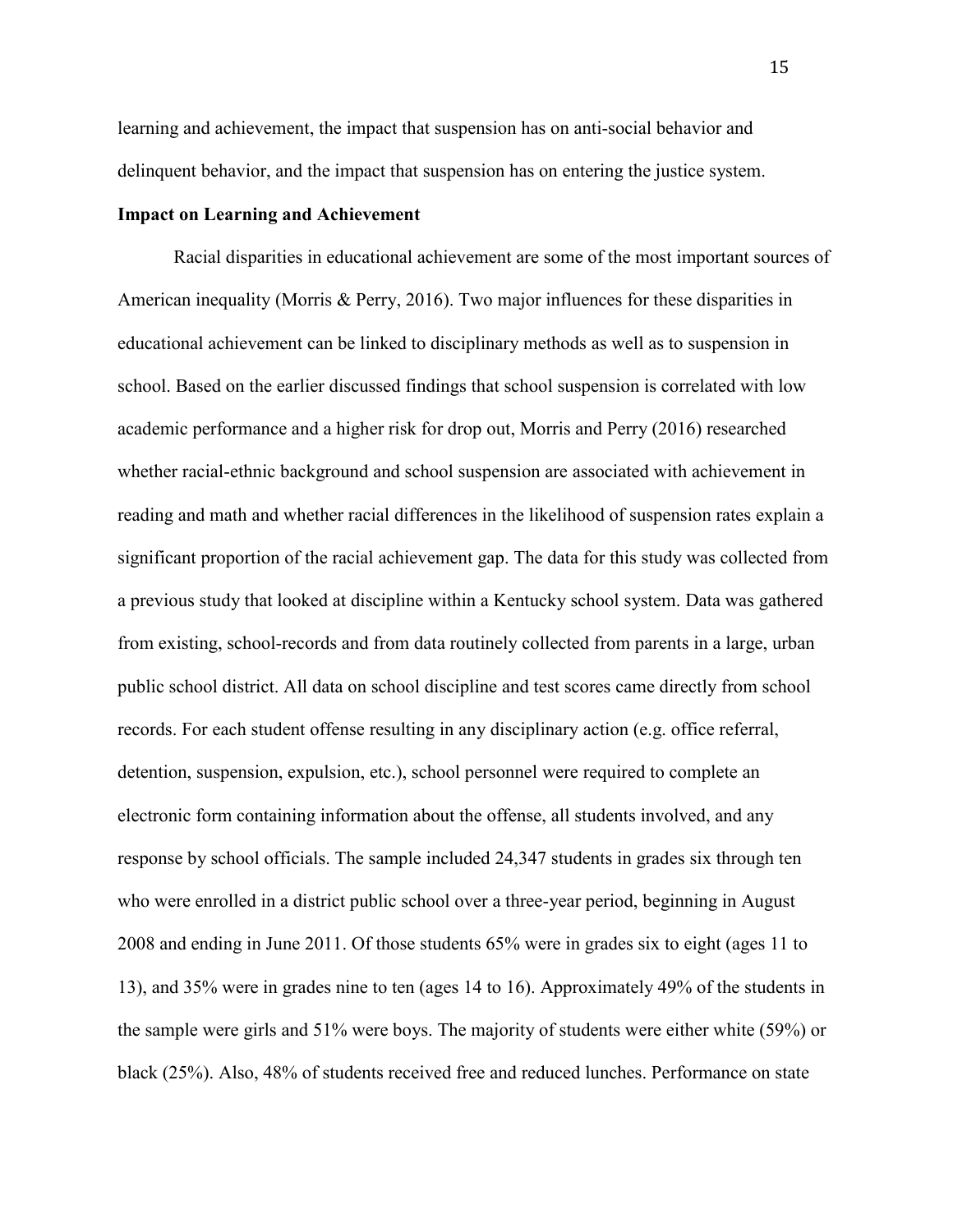learning and achievement, the impact that suspension has on anti-social behavior and delinquent behavior, and the impact that suspension has on entering the justice system.

**Impact on Learning and Achievement**

Racial disparities in educational achievement are some of the most important sources of American inequality (Morris & Perry, 2016). Two major influences for these disparities in educational achievement can be linked to disciplinary methods as well as to suspension in school. Based on the earlier discussed findings that school suspension is correlated with low academic performance and a higher risk for drop out, Morris and Perry (2016) researched whether racial-ethnic background and school suspension are associated with achievement in reading and math and whether racial differences in the likelihood of suspension rates explain a significant proportion of the racial achievement gap. The data for this study was collected from a previous study that looked at discipline within a Kentucky school system. Data was gathered from existing, school-records and from data routinely collected from parents in a large, urban public school district. All data on school discipline and test scores came directly from school records. For each student offense resulting in any disciplinary action (e.g. office referral, detention, suspension, expulsion, etc.), school personnel were required to complete an electronic form containing information about the offense, all students involved, and any response by school officials. The sample included 24,347 students in grades six through ten who were enrolled in a district public school over a three-year period, beginning in August 2008 and ending in June 2011. Of those students 65% were in grades six to eight (ages 11 to 13), and 35% were in grades nine to ten (ages 14 to 16). Approximately 49% of the students in the sample were girls and 51% were boys. The majority of students were either white (59%) or black (25%). Also, 48% of students received free and reduced lunches. Performance on state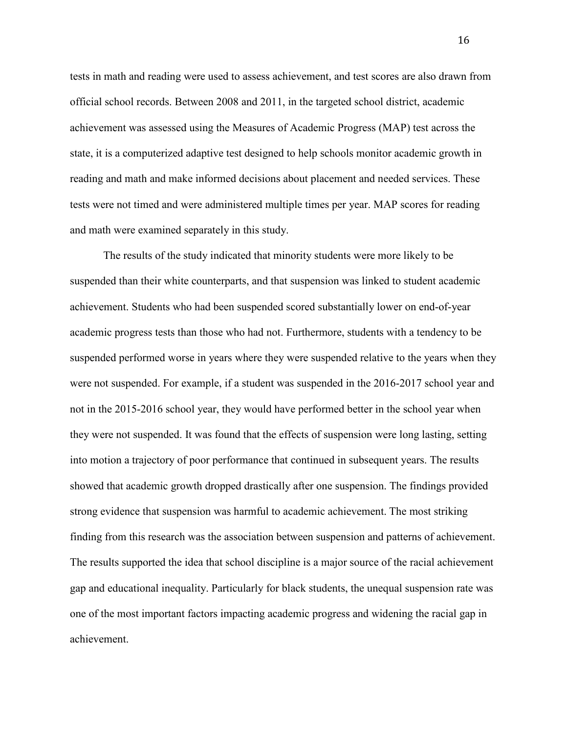tests in math and reading were used to assess achievement, and test scores are also drawn from official school records. Between 2008 and 2011, in the targeted school district, academic achievement was assessed using the Measures of Academic Progress (MAP) test across the state, it is a computerized adaptive test designed to help schools monitor academic growth in reading and math and make informed decisions about placement and needed services. These tests were not timed and were administered multiple times per year. MAP scores for reading and math were examined separately in this study.

The results of the study indicated that minority students were more likely to be suspended than their white counterparts, and that suspension was linked to student academic achievement. Students who had been suspended scored substantially lower on end-of-year academic progress tests than those who had not. Furthermore, students with a tendency to be suspended performed worse in years where they were suspended relative to the years when they were not suspended. For example, if a student was suspended in the 2016-2017 school year and not in the 2015-2016 school year, they would have performed better in the school year when they were not suspended. It was found that the effects of suspension were long lasting, setting into motion a trajectory of poor performance that continued in subsequent years. The results showed that academic growth dropped drastically after one suspension. The findings provided strong evidence that suspension was harmful to academic achievement. The most striking finding from this research was the association between suspension and patterns of achievement. The results supported the idea that school discipline is a major source of the racial achievement gap and educational inequality. Particularly for black students, the unequal suspension rate was one of the most important factors impacting academic progress and widening the racial gap in achievement.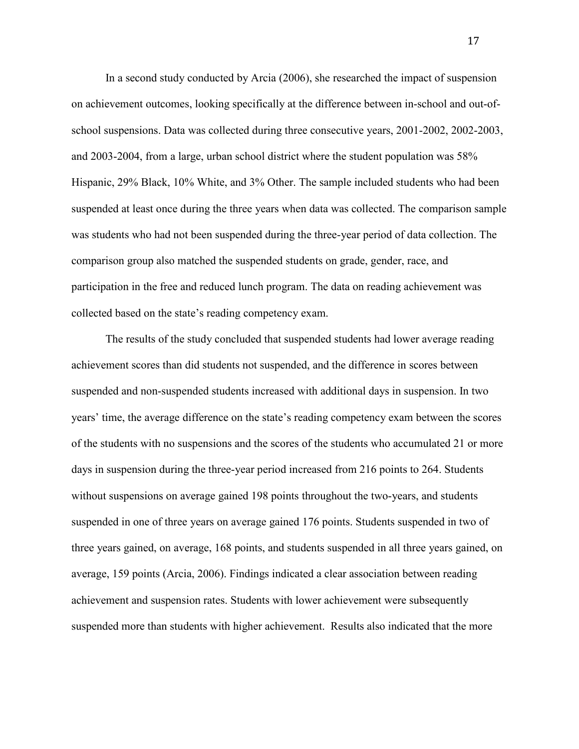In a second study conducted by Arcia (2006), she researched the impact of suspension on achievement outcomes, looking specifically at the difference between in-school and out-of-school suspensions. Data was collected during three consecutive years, 2001-2002, 2002-2003, and 2003-2004, from a large, urban school district where the student population was 58% Hispanic, 29% Black, 10% White, and 3% Other. The sample included students who had been suspended at least once during the three years when data was collected. The comparison sample was students who had not been suspended during the three-year period of data collection. The comparison group also matched the suspended students on grade, gender, race, and participation in the free and reduced lunch program. The data on reading achievement was collected based on the state's reading competency exam.

The results of the study concluded that suspended students had lower average reading achievement scores than did students not suspended, and the difference in scores between suspended and non-suspended students increased with additional days in suspension. In two years' time, the average difference on the state's reading competency exam between the scores of the students with no suspensions and the scores of the students who accumulated 21 or more days in suspension during the three-year period increased from 216 points to 264. Students without suspensions on average gained 198 points throughout the two-years, and students suspended in one of three years on average gained 176 points. Students suspended in two of three years gained, on average, 168 points, and students suspended in all three years gained, on average, 159 points (Arcia, 2006). Findings indicated a clear association between reading achievement and suspension rates. Students with lower achievement were subsequently suspended more than students with higher achievement. Results also indicated that the more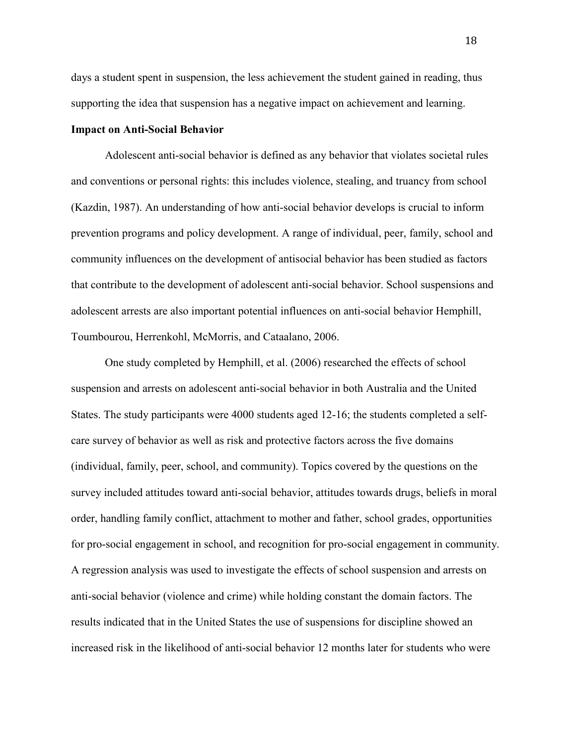days a student spent in suspension, the less achievement the student gained in reading, thus supporting the idea that suspension has a negative impact on achievement and learning.

**Impact on Anti-Social Behavior**

Adolescent anti-social behavior is defined as any behavior that violates societal rules and conventions or personal rights: this includes violence, stealing, and truancy from school (Kazdin, 1987). An understanding of how anti-social behavior develops is crucial to inform prevention programs and policy development. A range of individual, peer, family, school and community influences on the development of antisocial behavior has been studied as factors that contribute to the development of adolescent anti-social behavior. School suspensions and adolescent arrests are also important potential influences on anti-social behavior Hemphill, Toumbourou, Herrenkohl, McMorris, and Cataalano, 2006.

One study completed by Hemphill, et al. (2006) researched the effects of school suspension and arrests on adolescent anti-social behavior in both Australia and the United States. The study participants were 4000 students aged 12-16; the students completed a self-care survey of behavior as well as risk and protective factors across the five domains (individual, family, peer, school, and community). Topics covered by the questions on the survey included attitudes toward anti-social behavior, attitudes towards drugs, beliefs in moral order, handling family conflict, attachment to mother and father, school grades, opportunities for pro-social engagement in school, and recognition for pro-social engagement in community. A regression analysis was used to investigate the effects of school suspension and arrests on anti-social behavior (violence and crime) while holding constant the domain factors. The results indicated that in the United States the use of suspensions for discipline showed an increased risk in the likelihood of anti-social behavior 12 months later for students who were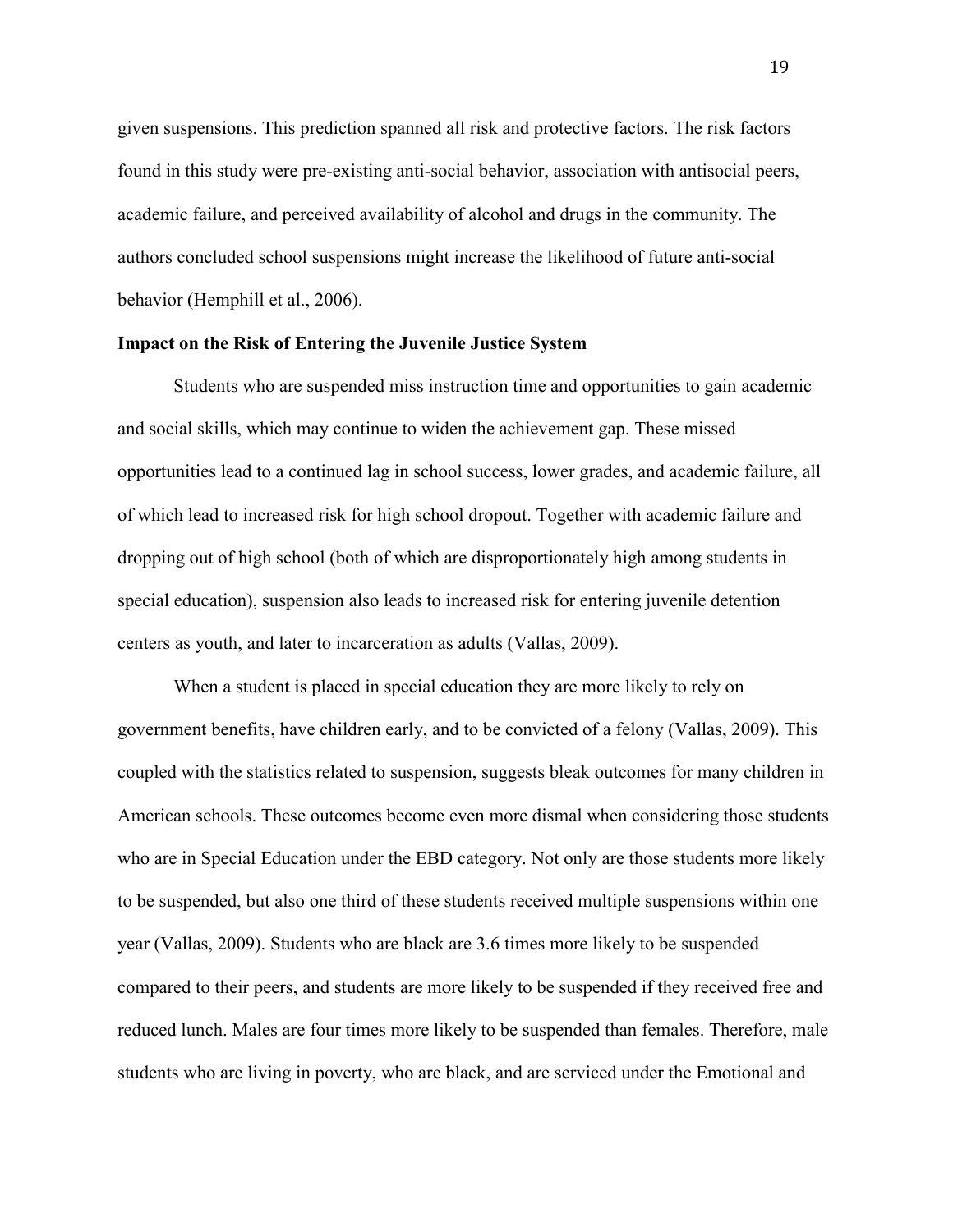given suspensions. This prediction spanned all risk and protective factors. The risk factors found in this study were pre-existing anti-social behavior, association with antisocial peers, academic failure, and perceived availability of alcohol and drugs in the community. The authors concluded school suspensions might increase the likelihood of future anti-social behavior (Hemphill et al., 2006).

**Impact on the Risk of Entering the Juvenile Justice System**

Students who are suspended miss instruction time and opportunities to gain academic and social skills, which may continue to widen the achievement gap. These missed opportunities lead to a continued lag in school success, lower grades, and academic failure, all of which lead to increased risk for high school dropout. Together with academic failure and dropping out of high school (both of which are disproportionately high among students in special education), suspension also leads to increased risk for entering juvenile detention centers as youth, and later to incarceration as adults (Vallas, 2009).

When a student is placed in special education they are more likely to rely on government benefits, have children early, and to be convicted of a felony (Vallas, 2009). This coupled with the statistics related to suspension, suggests bleak outcomes for many children in American schools. These outcomes become even more dismal when considering those students who are in Special Education under the EBD category. Not only are those students more likely to be suspended, but also one third of these students received multiple suspensions within one year (Vallas, 2009). Students who are black are 3.6 times more likely to be suspended compared to their peers, and students are more likely to be suspended if they received free and reduced lunch. Males are four times more likely to be suspended than females. Therefore, male students who are living in poverty, who are black, and are serviced under the Emotional and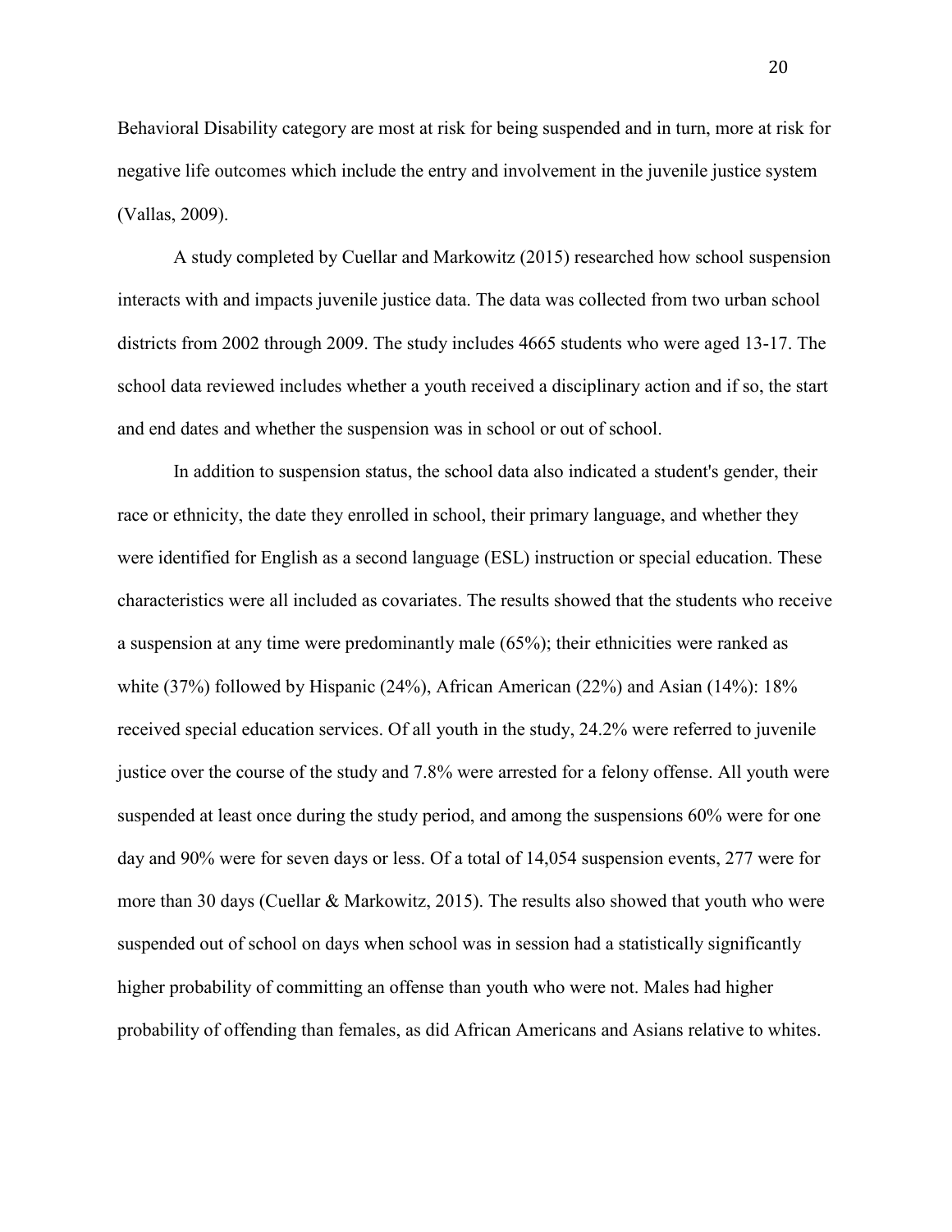Behavioral Disability category are most at risk for being suspended and in turn, more at risk for negative life outcomes which include the entry and involvement in the juvenile justice system (Vallas, 2009).

A study completed by Cuellar and Markowitz (2015) researched how school suspension interacts with and impacts juvenile justice data. The data was collected from two urban school districts from 2002 through 2009. The study includes 4665 students who were aged 13-17. The school data reviewed includes whether a youth received a disciplinary action and if so, the start and end dates and whether the suspension was in school or out of school.

In addition to suspension status, the school data also indicated a student's gender, their race or ethnicity, the date they enrolled in school, their primary language, and whether they were identified for English as a second language (ESL) instruction or special education. These characteristics were all included as covariates. The results showed that the students who receive a suspension at any time were predominantly male (65%); their ethnicities were ranked as white (37%) followed by Hispanic (24%), African American (22%) and Asian (14%): 18% received special education services. Of all youth in the study, 24.2% were referred to juvenile justice over the course of the study and 7.8% were arrested for a felony offense. All youth were suspended at least once during the study period, and among the suspensions 60% were for one day and 90% were for seven days or less. Of a total of 14,054 suspension events, 277 were for more than 30 days (Cuellar & Markowitz, 2015). The results also showed that youth who were suspended out of school on days when school was in session had a statistically significantly higher probability of committing an offense than youth who were not. Males had higher probability of offending than females, as did African Americans and Asians relative to whites.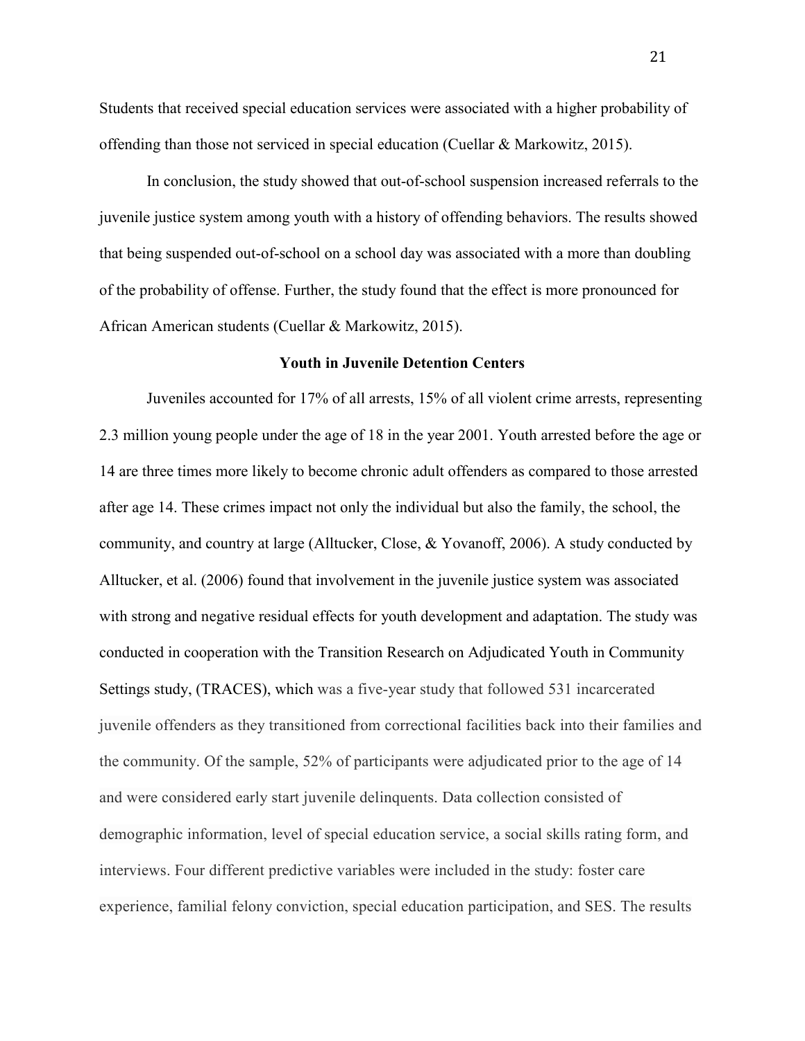Students that received special education services were associated with a higher probability of offending than those not serviced in special education (Cuellar & Markowitz, 2015).

In conclusion, the study showed that out-of-school suspension increased referrals to the juvenile justice system among youth with a history of offending behaviors. The results showed that being suspended out-of-school on a school day was associated with a more than doubling of the probability of offense. Further, the study found that the effect is more pronounced for African American students (Cuellar & Markowitz, 2015).

**Youth in Juvenile Detention Centers**

Juveniles accounted for 17% of all arrests, 15% of all violent crime arrests, representing 2.3 million young people under the age of 18 in the year 2001. Youth arrested before the age or 14 are three times more likely to become chronic adult offenders as compared to those arrested after age 14. These crimes impact not only the individual but also the family, the school, the community, and country at large (Alltucker, Close, & Yovanoff, 2006). A study conducted by Alltucker, et al. (2006) found that involvement in the juvenile justice system was associated with strong and negative residual effects for youth development and adaptation. The study was conducted in cooperation with the Transition Research on Adjudicated Youth in Community Settings study, (TRACES), which was a five-year study that followed 531 incarcerated juvenile offenders as they transitioned from correctional facilities back into their families and the community. Of the sample, 52% of participants were adjudicated prior to the age of 14 and were considered early start juvenile delinquents. Data collection consisted of demographic information, level of special education service, a social skills rating form, and interviews. Four different predictive variables were included in the study: foster care experience, familial felony conviction, special education participation, and SES. The results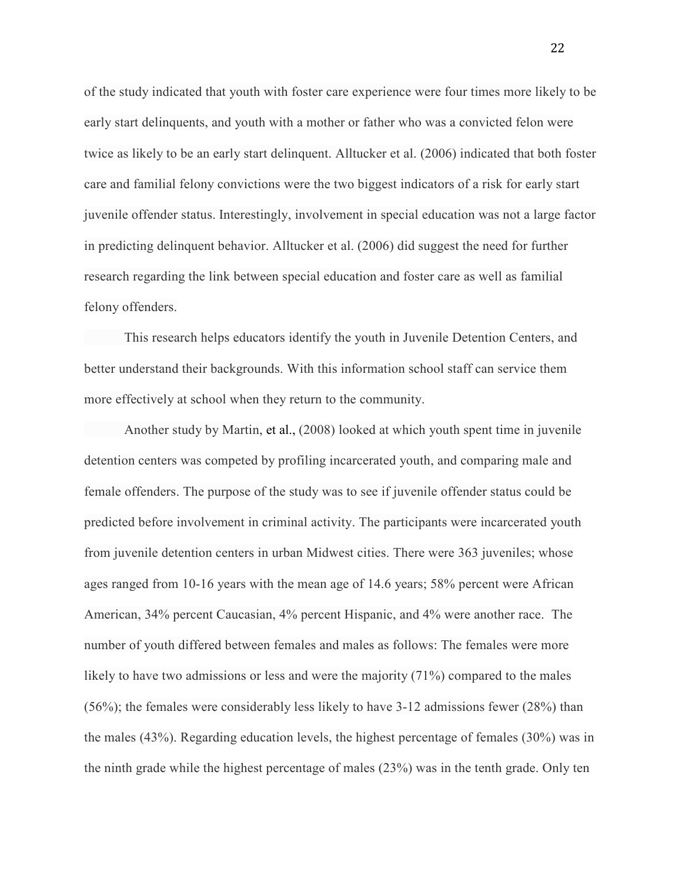of the study indicated that youth with foster care experience were four times more likely to be early start delinquents, and youth with a mother or father who was a convicted felon were twice as likely to be an early start delinquent. Alltucker et al. (2006) indicated that both foster care and familial felony convictions were the two biggest indicators of a risk for early start juvenile offender status. Interestingly, involvement in special education was not a large factor in predicting delinquent behavior. Alltucker et al. (2006) did suggest the need for further research regarding the link between special education and foster care as well as familial felony offenders.

This research helps educators identify the youth in Juvenile Detention Centers, and better understand their backgrounds. With this information school staff can service them more effectively at school when they return to the community.

Another study by Martin, et al., (2008) looked at which youth spent time in juvenile detention centers was competed by profiling incarcerated youth, and comparing male and female offenders. The purpose of the study was to see if juvenile offender status could be predicted before involvement in criminal activity. The participants were incarcerated youth from juvenile detention centers in urban Midwest cities. There were 363 juveniles; whose ages ranged from 10-16 years with the mean age of 14.6 years; 58% percent were African American, 34% percent Caucasian, 4% percent Hispanic, and 4% were another race. The number of youth differed between females and males as follows: The females were more likely to have two admissions or less and were the majority (71%) compared to the males (56%); the females were considerably less likely to have 3-12 admissions fewer (28%) than the males (43%). Regarding education levels, the highest percentage of females (30%) was in the ninth grade while the highest percentage of males (23%) was in the tenth grade. Only ten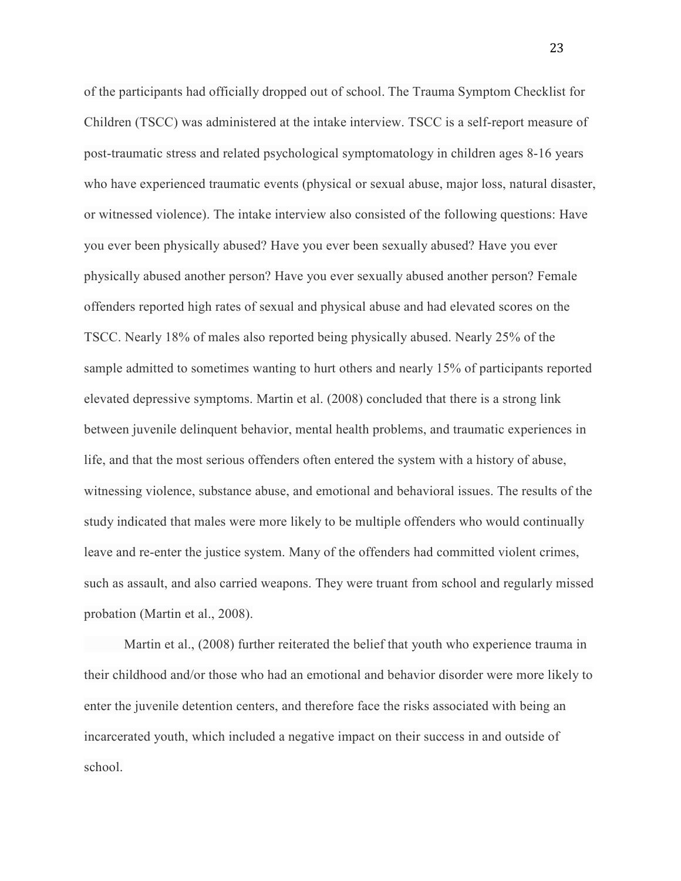of the participants had officially dropped out of school. The Trauma Symptom Checklist for Children (TSCC) was administered at the intake interview. TSCC is a self-report measure of post-traumatic stress and related psychological symptomatology in children ages 8-16 years who have experienced traumatic events (physical or sexual abuse, major loss, natural disaster, or witnessed violence). The intake interview also consisted of the following questions: Have you ever been physically abused? Have you ever been sexually abused? Have you ever physically abused another person? Have you ever sexually abused another person? Female offenders reported high rates of sexual and physical abuse and had elevated scores on the TSCC. Nearly 18% of males also reported being physically abused. Nearly 25% of the sample admitted to sometimes wanting to hurt others and nearly 15% of participants reported elevated depressive symptoms. Martin et al. (2008) concluded that there is a strong link between juvenile delinquent behavior, mental health problems, and traumatic experiences in life, and that the most serious offenders often entered the system with a history of abuse, witnessing violence, substance abuse, and emotional and behavioral issues. The results of the study indicated that males were more likely to be multiple offenders who would continually leave and re-enter the justice system. Many of the offenders had committed violent crimes, such as assault, and also carried weapons. They were truant from school and regularly missed probation (Martin et al., 2008).

Martin et al., (2008) further reiterated the belief that youth who experience trauma in their childhood and/or those who had an emotional and behavior disorder were more likely to enter the juvenile detention centers, and therefore face the risks associated with being an incarcerated youth, which included a negative impact on their success in and outside of school.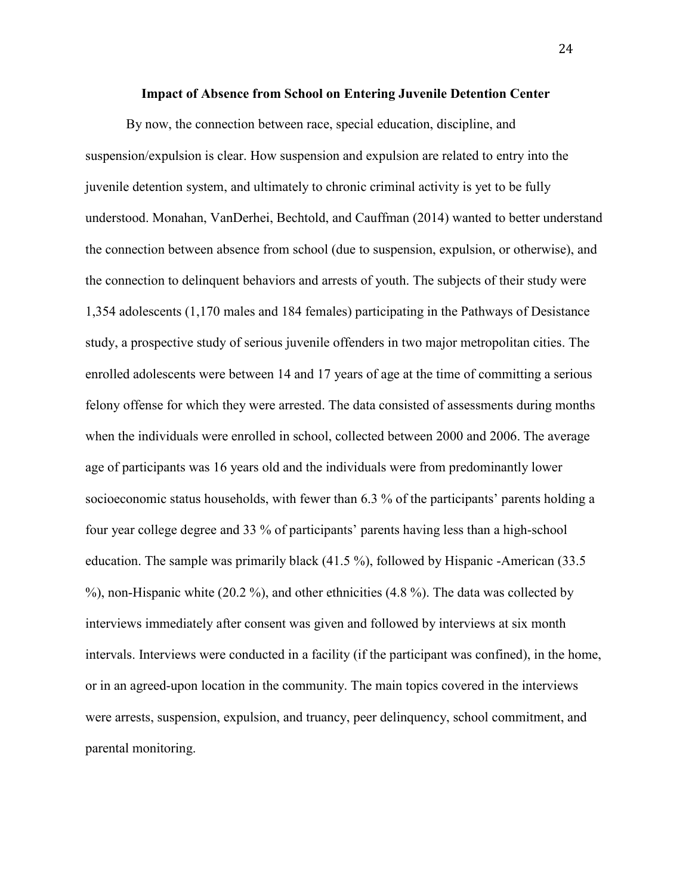## Impact of Absence from School on Entering Juvenile Detention Center

By now, the connection between race, special education, discipline, and suspension/expulsion is clear. How suspension and expulsion are related to entry into the juvenile detention system, and ultimately to chronic criminal activity is yet to be fully understood. Monahan, VanDerhei, Bechtold, and Cauffman (2014) wanted to better understand the connection between absence from school (due to suspension, expulsion, or otherwise), and the connection to delinquent behaviors and arrests of youth. The subjects of their study were 1,354 adolescents (1,170 males and 184 females) participating in the Pathways of Desistance study, a prospective study of serious juvenile offenders in two major metropolitan cities. The enrolled adolescents were between 14 and 17 years of age at the time of committing a serious felony offense for which they were arrested. The data consisted of assessments during months when the individuals were enrolled in school, collected between 2000 and 2006. The average age of participants was 16 years old and the individuals were from predominantly lower socioeconomic status households, with fewer than 6.3 % of the participants' parents holding a four year college degree and 33 % of participants' parents having less than a high-school education. The sample was primarily black (41.5 %), followed by Hispanic -American (33.5 %), non-Hispanic white (20.2 %), and other ethnicities (4.8 %). The data was collected by interviews immediately after consent was given and followed by interviews at six month intervals. Interviews were conducted in a facility (if the participant was confined), in the home, or in an agreed-upon location in the community. The main topics covered in the interviews were arrests, suspension, expulsion, and truancy, peer delinquency, school commitment, and parental monitoring.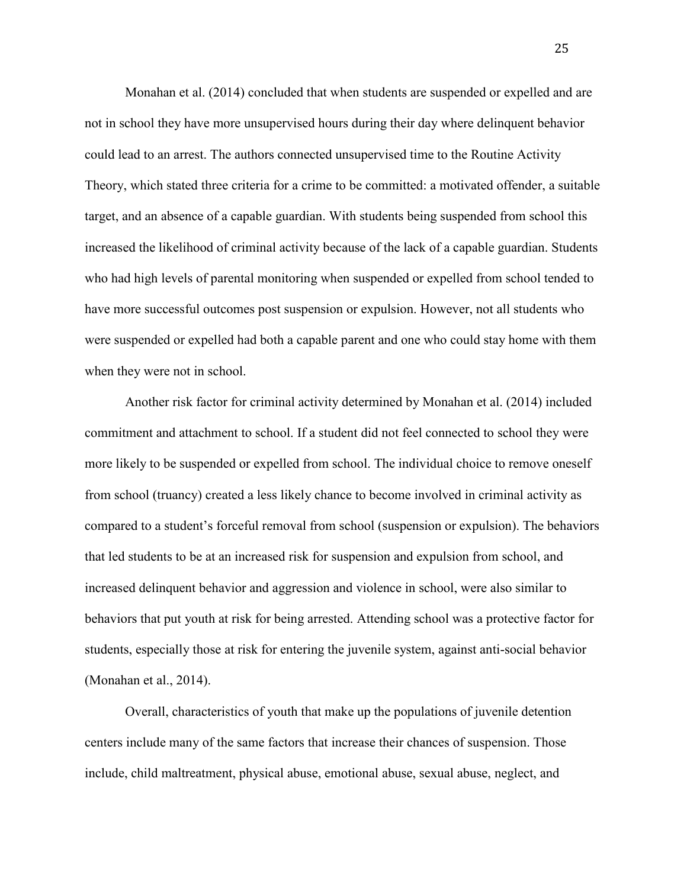Monahan et al. (2014) concluded that when students are suspended or expelled and are not in school they have more unsupervised hours during their day where delinquent behavior could lead to an arrest. The authors connected unsupervised time to the Routine Activity Theory, which stated three criteria for a crime to be committed: a motivated offender, a suitable target, and an absence of a capable guardian. With students being suspended from school this increased the likelihood of criminal activity because of the lack of a capable guardian. Students who had high levels of parental monitoring when suspended or expelled from school tended to have more successful outcomes post suspension or expulsion. However, not all students who were suspended or expelled had both a capable parent and one who could stay home with them when they were not in school.

Another risk factor for criminal activity determined by Monahan et al. (2014) included commitment and attachment to school. If a student did not feel connected to school they were more likely to be suspended or expelled from school. The individual choice to remove oneself from school (truancy) created a less likely chance to become involved in criminal activity as compared to a student's forceful removal from school (suspension or expulsion). The behaviors that led students to be at an increased risk for suspension and expulsion from school, and increased delinquent behavior and aggression and violence in school, were also similar to behaviors that put youth at risk for being arrested. Attending school was a protective factor for students, especially those at risk for entering the juvenile system, against anti-social behavior (Monahan et al., 2014).

Overall, characteristics of youth that make up the populations of juvenile detention centers include many of the same factors that increase their chances of suspension. Those include, child maltreatment, physical abuse, emotional abuse, sexual abuse, neglect, and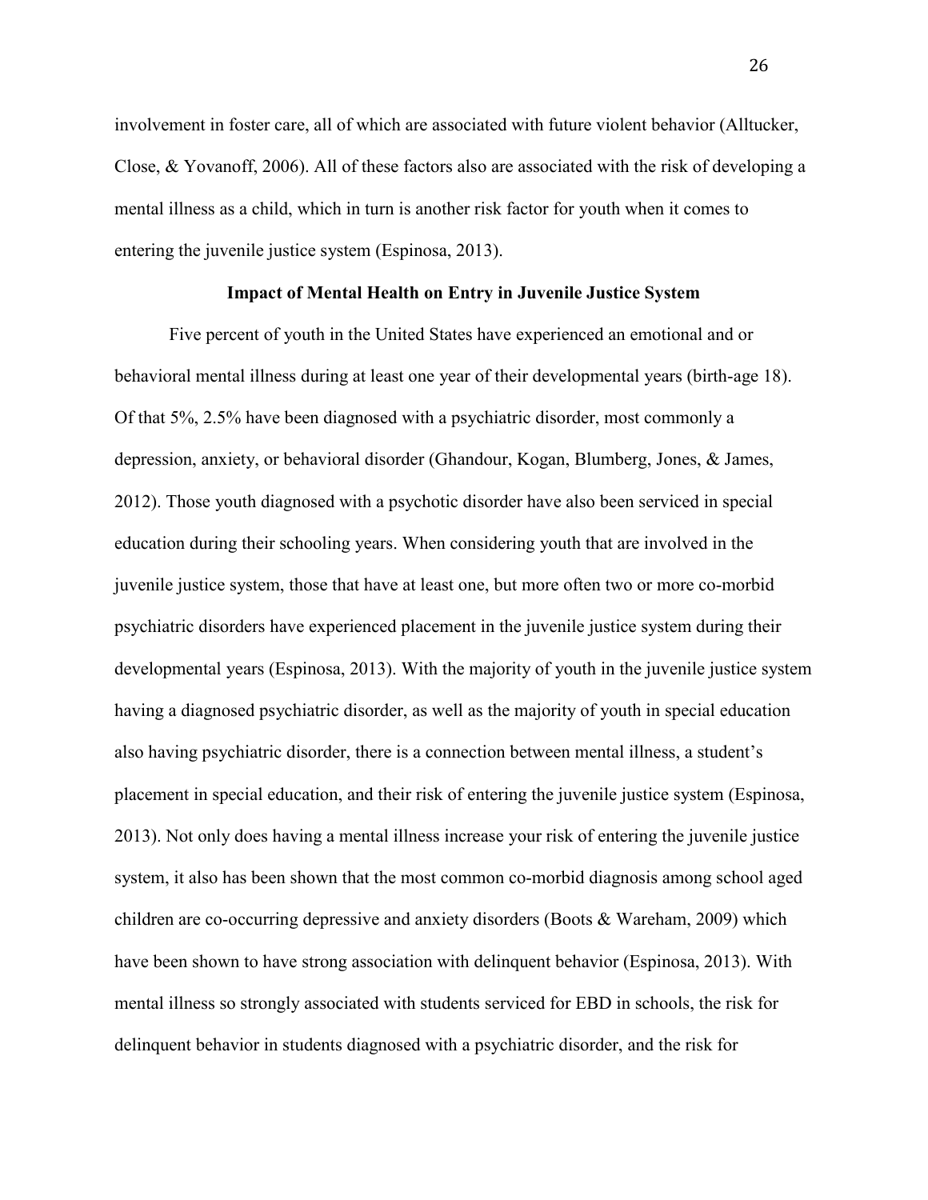involvement in foster care, all of which are associated with future violent behavior (Alltucker, Close, & Yovanoff, 2006). All of these factors also are associated with the risk of developing a mental illness as a child, which in turn is another risk factor for youth when it comes to entering the juvenile justice system (Espinosa, 2013).

## Impact of Mental Health on Entry in Juvenile Justice System

Five percent of youth in the United States have experienced an emotional and or behavioral mental illness during at least one year of their developmental years (birth-age 18). Of that 5%, 2.5% have been diagnosed with a psychiatric disorder, most commonly a depression, anxiety, or behavioral disorder (Ghandour, Kogan, Blumberg, Jones, & James, 2012). Those youth diagnosed with a psychotic disorder have also been serviced in special education during their schooling years. When considering youth that are involved in the juvenile justice system, those that have at least one, but more often two or more co-morbid psychiatric disorders have experienced placement in the juvenile justice system during their developmental years (Espinosa, 2013). With the majority of youth in the juvenile justice system having a diagnosed psychiatric disorder, as well as the majority of youth in special education also having psychiatric disorder, there is a connection between mental illness, a student's placement in special education, and their risk of entering the juvenile justice system (Espinosa, 2013). Not only does having a mental illness increase your risk of entering the juvenile justice system, it also has been shown that the most common co-morbid diagnosis among school aged children are co-occurring depressive and anxiety disorders (Boots & Wareham, 2009) which have been shown to have strong association with delinquent behavior (Espinosa, 2013). With mental illness so strongly associated with students serviced for EBD in schools, the risk for delinquent behavior in students diagnosed with a psychiatric disorder, and the risk for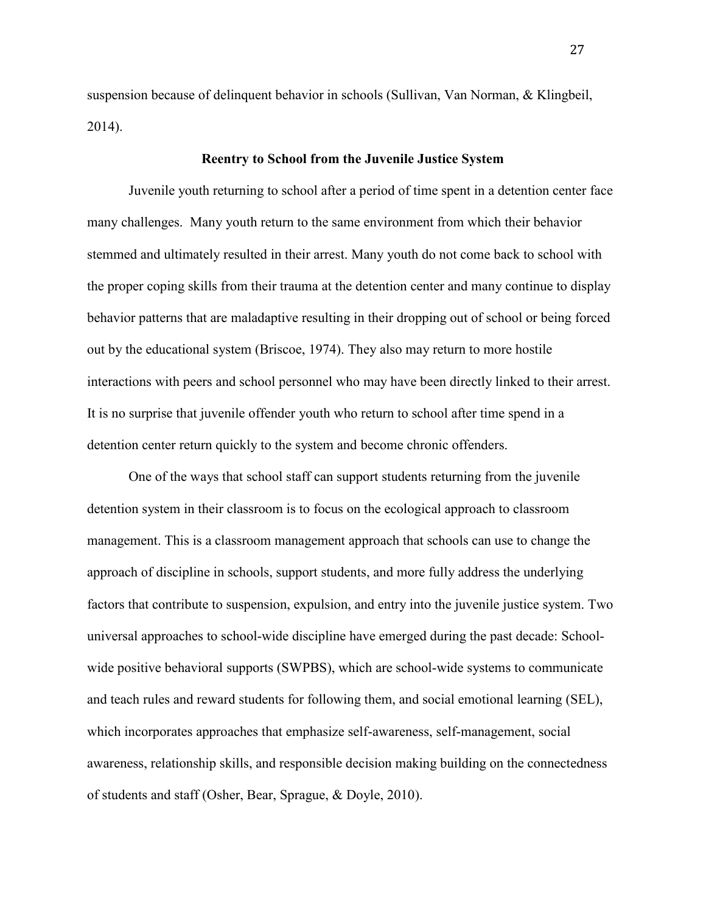suspension because of delinquent behavior in schools (Sullivan, Van Norman, & Klingbeil, 2014).

## Reentry to School from the Juvenile Justice System

Juvenile youth returning to school after a period of time spent in a detention center face many challenges. Many youth return to the same environment from which their behavior stemmed and ultimately resulted in their arrest. Many youth do not come back to school with the proper coping skills from their trauma at the detention center and many continue to display behavior patterns that are maladaptive resulting in their dropping out of school or being forced out by the educational system (Briscoe, 1974). They also may return to more hostile interactions with peers and school personnel who may have been directly linked to their arrest. It is no surprise that juvenile offender youth who return to school after time spend in a detention center return quickly to the system and become chronic offenders.

One of the ways that school staff can support students returning from the juvenile detention system in their classroom is to focus on the ecological approach to classroom management. This is a classroom management approach that schools can use to change the approach of discipline in schools, support students, and more fully address the underlying factors that contribute to suspension, expulsion, and entry into the juvenile justice system. Two universal approaches to school-wide discipline have emerged during the past decade: School-wide positive behavioral supports (SWPBS), which are school-wide systems to communicate and teach rules and reward students for following them, and social emotional learning (SEL), which incorporates approaches that emphasize self-awareness, self-management, social awareness, relationship skills, and responsible decision making building on the connectedness of students and staff (Osher, Bear, Sprague, & Doyle, 2010).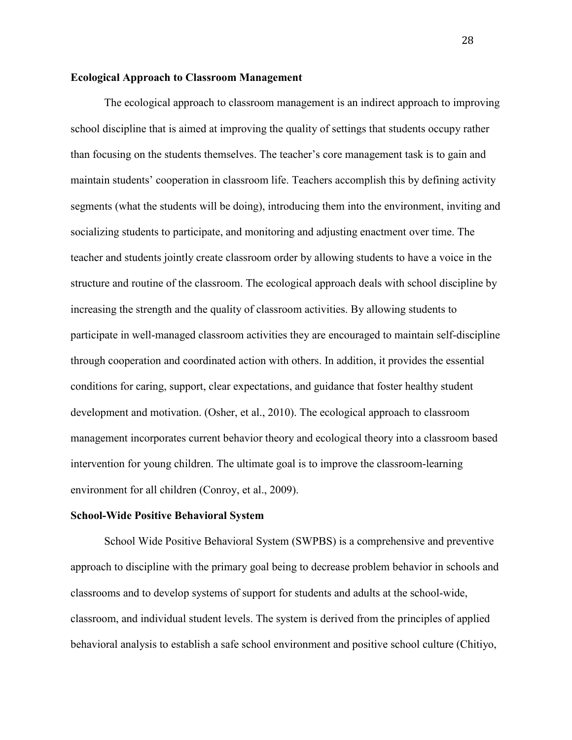### Ecological Approach to Classroom Management

The ecological approach to classroom management is an indirect approach to improving school discipline that is aimed at improving the quality of settings that students occupy rather than focusing on the students themselves. The teacher's core management task is to gain and maintain students' cooperation in classroom life. Teachers accomplish this by defining activity segments (what the students will be doing), introducing them into the environment, inviting and socializing students to participate, and monitoring and adjusting enactment over time. The teacher and students jointly create classroom order by allowing students to have a voice in the structure and routine of the classroom. The ecological approach deals with school discipline by increasing the strength and the quality of classroom activities. By allowing students to participate in well-managed classroom activities they are encouraged to maintain self-discipline through cooperation and coordinated action with others. In addition, it provides the essential conditions for caring, support, clear expectations, and guidance that foster healthy student development and motivation. (Osher, et al., 2010). The ecological approach to classroom management incorporates current behavior theory and ecological theory into a classroom based intervention for young children. The ultimate goal is to improve the classroom-learning environment for all children (Conroy, et al., 2009).

### School-Wide Positive Behavioral System

School Wide Positive Behavioral System (SWPBS) is a comprehensive and preventive approach to discipline with the primary goal being to decrease problem behavior in schools and classrooms and to develop systems of support for students and adults at the school-wide, classroom, and individual student levels. The system is derived from the principles of applied behavioral analysis to establish a safe school environment and positive school culture (Chitiyo,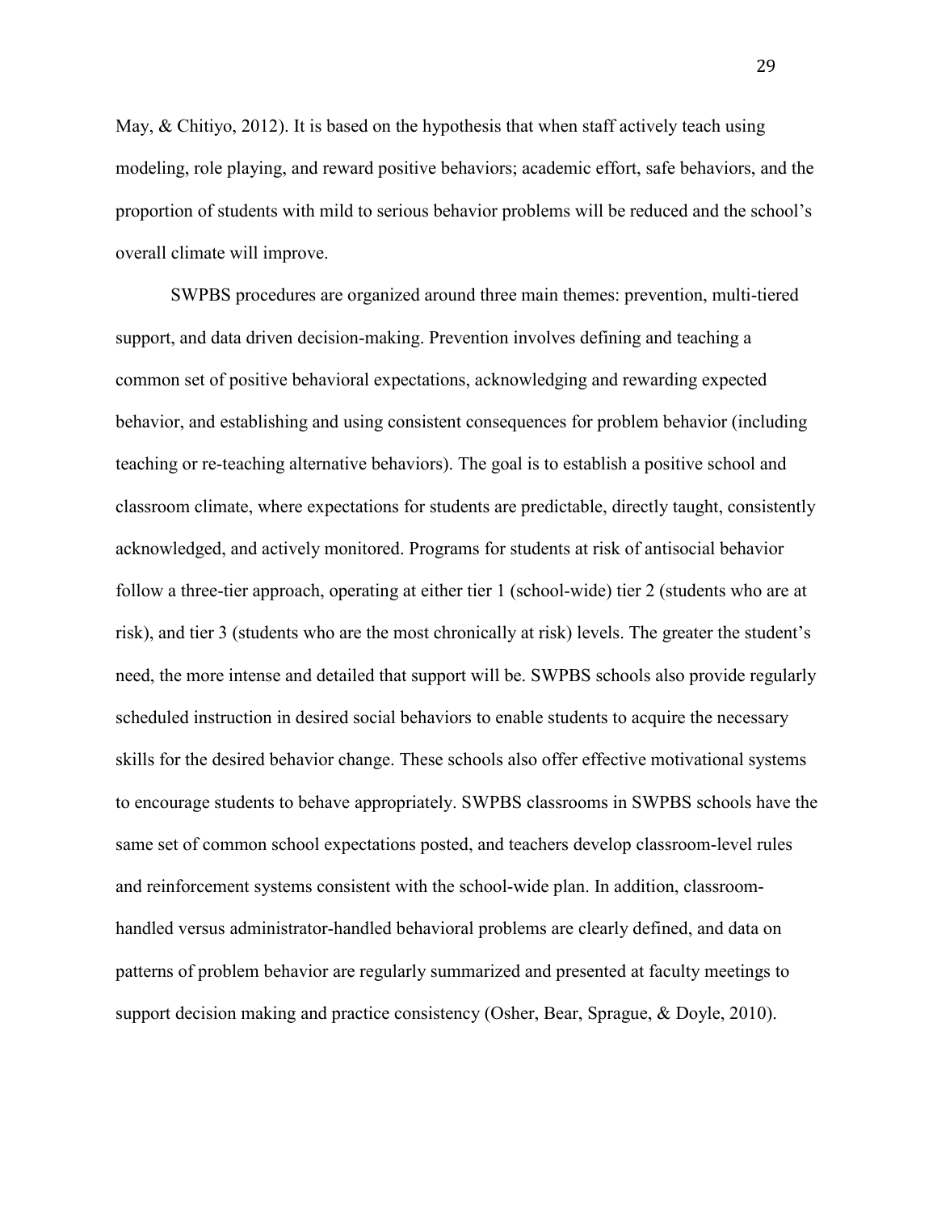May, & Chitiyo, 2012). It is based on the hypothesis that when staff actively teach using modeling, role playing, and reward positive behaviors; academic effort, safe behaviors, and the proportion of students with mild to serious behavior problems will be reduced and the school's overall climate will improve.

SWPBS procedures are organized around three main themes: prevention, multi-tiered support, and data driven decision-making. Prevention involves defining and teaching a common set of positive behavioral expectations, acknowledging and rewarding expected behavior, and establishing and using consistent consequences for problem behavior (including teaching or re-teaching alternative behaviors). The goal is to establish a positive school and classroom climate, where expectations for students are predictable, directly taught, consistently acknowledged, and actively monitored. Programs for students at risk of antisocial behavior follow a three-tier approach, operating at either tier 1 (school-wide) tier 2 (students who are at risk), and tier 3 (students who are the most chronically at risk) levels. The greater the student's need, the more intense and detailed that support will be. SWPBS schools also provide regularly scheduled instruction in desired social behaviors to enable students to acquire the necessary skills for the desired behavior change. These schools also offer effective motivational systems to encourage students to behave appropriately. SWPBS classrooms in SWPBS schools have the same set of common school expectations posted, and teachers develop classroom-level rules and reinforcement systems consistent with the school-wide plan. In addition, classroom-handled versus administrator-handled behavioral problems are clearly defined, and data on patterns of problem behavior are regularly summarized and presented at faculty meetings to support decision making and practice consistency (Osher, Bear, Sprague, & Doyle, 2010).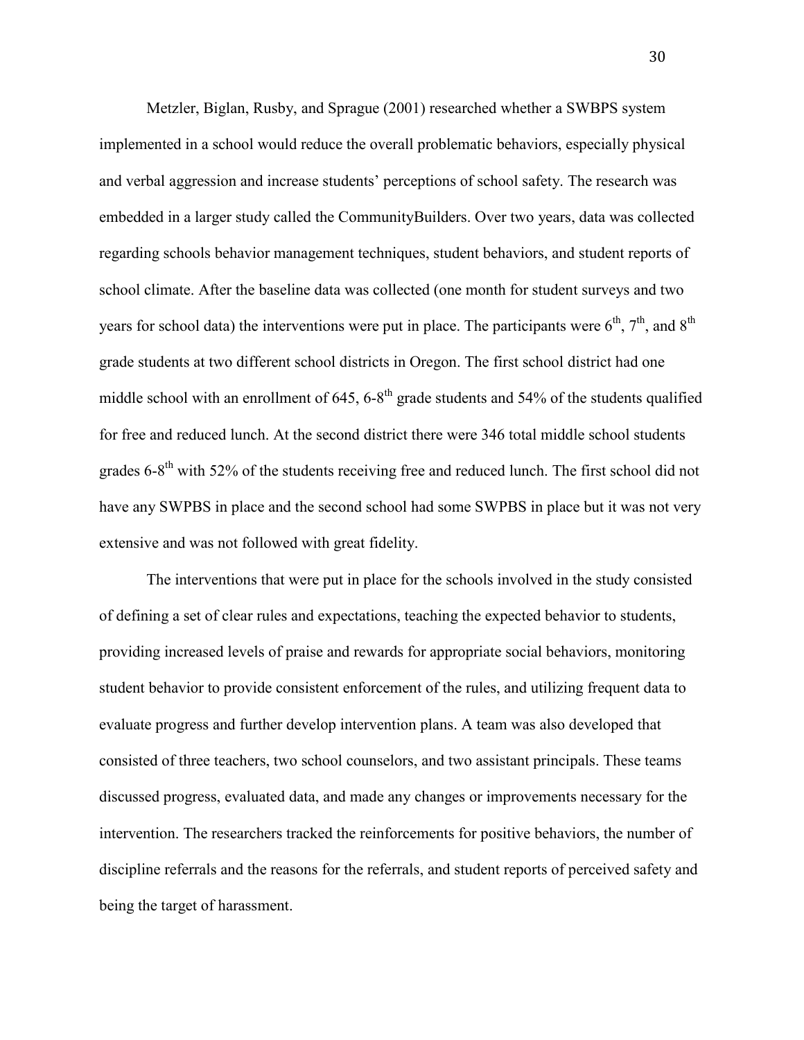Metzler, Biglan, Rusby, and Sprague (2001) researched whether a SWBPS system implemented in a school would reduce the overall problematic behaviors, especially physical and verbal aggression and increase students' perceptions of school safety. The research was embedded in a larger study called the CommunityBuilders. Over two years, data was collected regarding schools behavior management techniques, student behaviors, and student reports of school climate. After the baseline data was collected (one month for student surveys and two years for school data) the interventions were put in place. The participants were 6th, 7th, and 8th grade students at two different school districts in Oregon. The first school district had one middle school with an enrollment of 645, 6-8th grade students and 54% of the students qualified for free and reduced lunch. At the second district there were 346 total middle school students grades 6-8th with 52% of the students receiving free and reduced lunch. The first school did not have any SWPBS in place and the second school had some SWPBS in place but it was not very extensive and was not followed with great fidelity.

The interventions that were put in place for the schools involved in the study consisted of defining a set of clear rules and expectations, teaching the expected behavior to students, providing increased levels of praise and rewards for appropriate social behaviors, monitoring student behavior to provide consistent enforcement of the rules, and utilizing frequent data to evaluate progress and further develop intervention plans. A team was also developed that consisted of three teachers, two school counselors, and two assistant principals. These teams discussed progress, evaluated data, and made any changes or improvements necessary for the intervention. The researchers tracked the reinforcements for positive behaviors, the number of discipline referrals and the reasons for the referrals, and student reports of perceived safety and being the target of harassment.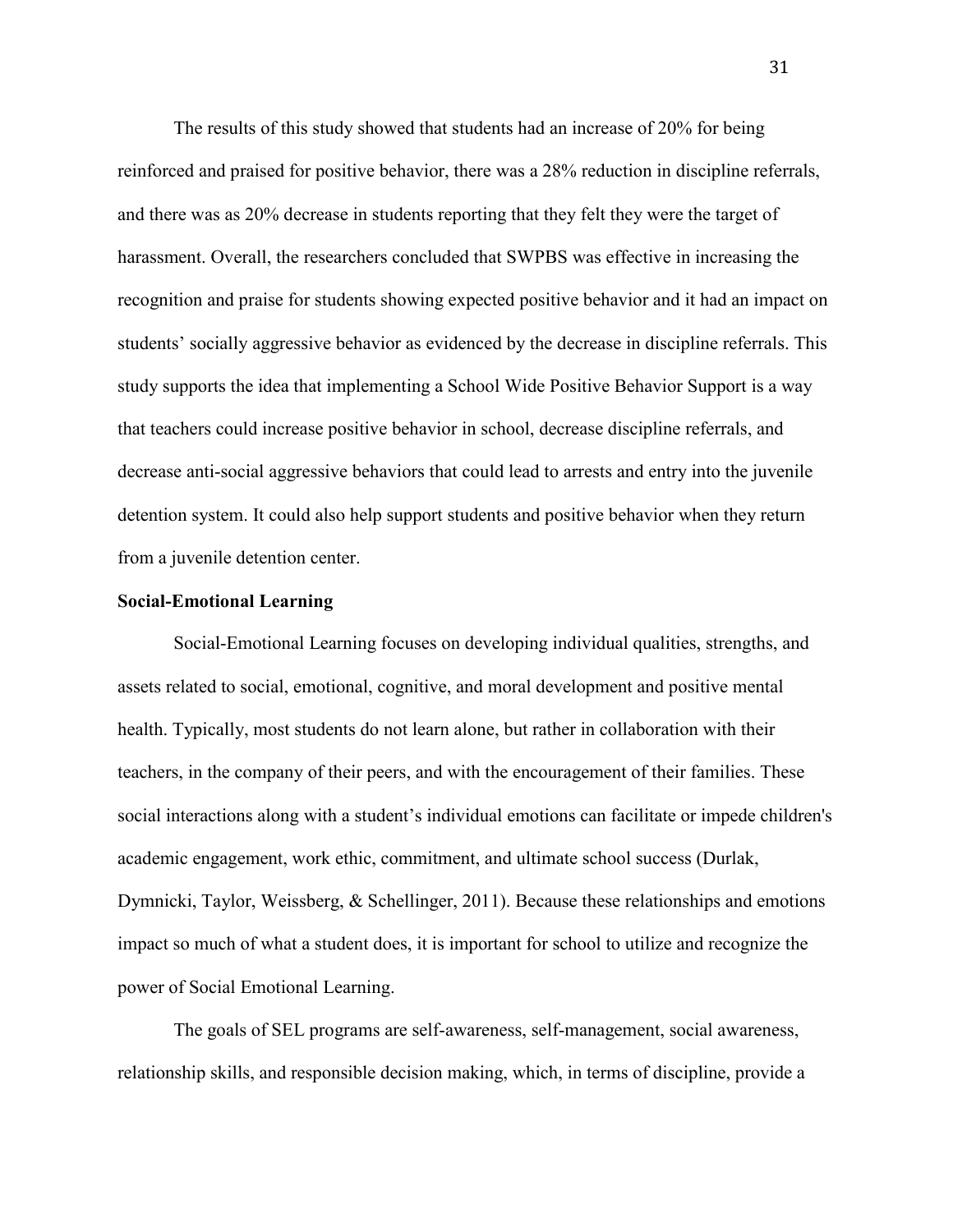The results of this study showed that students had an increase of 20% for being reinforced and praised for positive behavior, there was a 28% reduction in discipline referrals, and there was as 20% decrease in students reporting that they felt they were the target of harassment. Overall, the researchers concluded that SWPBS was effective in increasing the recognition and praise for students showing expected positive behavior and it had an impact on students' socially aggressive behavior as evidenced by the decrease in discipline referrals. This study supports the idea that implementing a School Wide Positive Behavior Support is a way that teachers could increase positive behavior in school, decrease discipline referrals, and decrease anti-social aggressive behaviors that could lead to arrests and entry into the juvenile detention system. It could also help support students and positive behavior when they return from a juvenile detention center.

**Social-Emotional Learning**

Social-Emotional Learning focuses on developing individual qualities, strengths, and assets related to social, emotional, cognitive, and moral development and positive mental health. Typically, most students do not learn alone, but rather in collaboration with their teachers, in the company of their peers, and with the encouragement of their families. These social interactions along with a student's individual emotions can facilitate or impede children's academic engagement, work ethic, commitment, and ultimate school success (Durlak, Dymnicki, Taylor, Weissberg, & Schellinger, 2011). Because these relationships and emotions impact so much of what a student does, it is important for school to utilize and recognize the power of Social Emotional Learning.

The goals of SEL programs are self-awareness, self-management, social awareness, relationship skills, and responsible decision making, which, in terms of discipline, provide a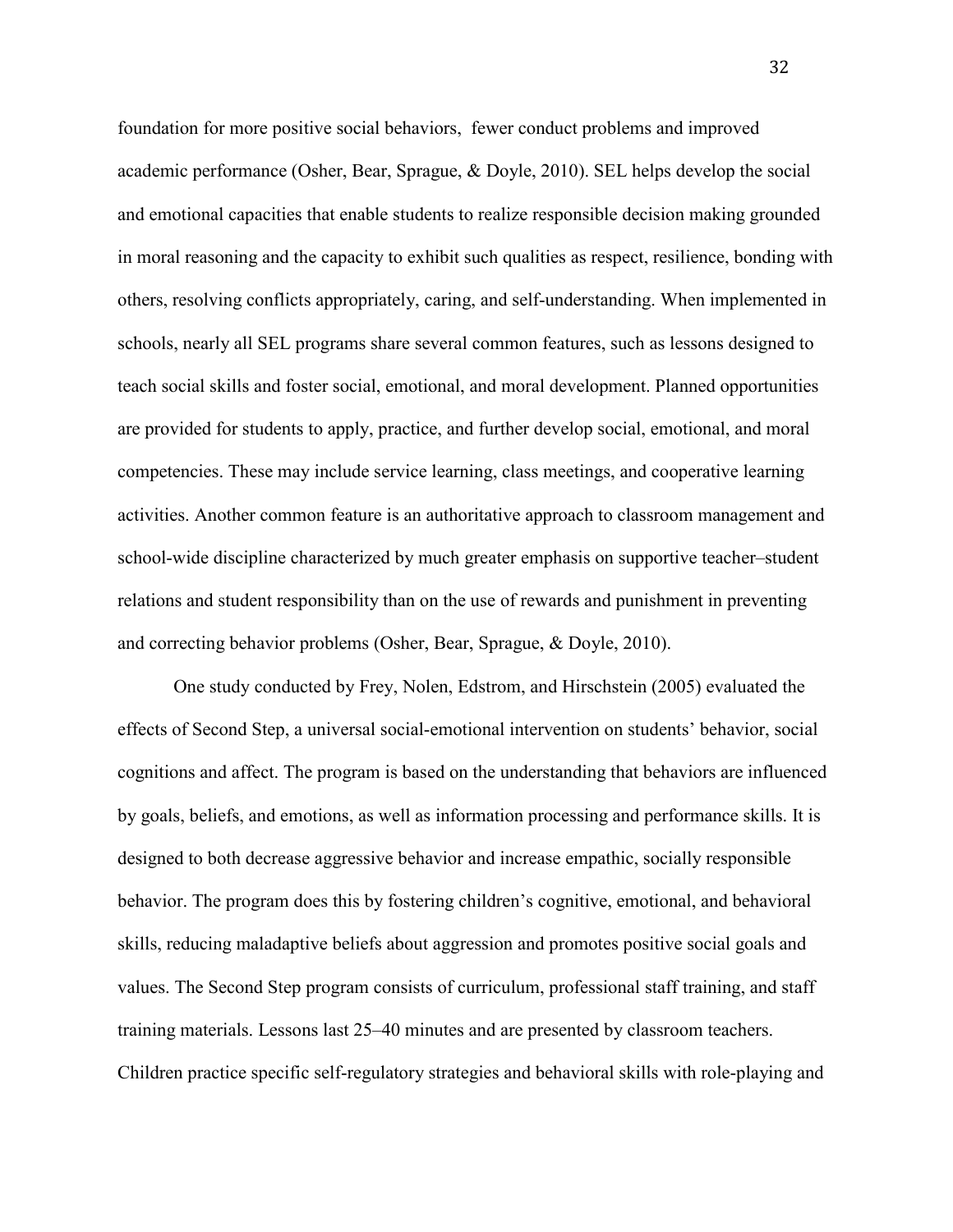foundation for more positive social behaviors,  fewer conduct problems and improved academic performance (Osher, Bear, Sprague, & Doyle, 2010). SEL helps develop the social and emotional capacities that enable students to realize responsible decision making grounded in moral reasoning and the capacity to exhibit such qualities as respect, resilience, bonding with others, resolving conflicts appropriately, caring, and self-understanding. When implemented in schools, nearly all SEL programs share several common features, such as lessons designed to teach social skills and foster social, emotional, and moral development. Planned opportunities are provided for students to apply, practice, and further develop social, emotional, and moral competencies. These may include service learning, class meetings, and cooperative learning activities. Another common feature is an authoritative approach to classroom management and school-wide discipline characterized by much greater emphasis on supportive teacher–student relations and student responsibility than on the use of rewards and punishment in preventing and correcting behavior problems (Osher, Bear, Sprague, & Doyle, 2010).

One study conducted by Frey, Nolen, Edstrom, and Hirschstein (2005) evaluated the effects of Second Step, a universal social-emotional intervention on students' behavior, social cognitions and affect. The program is based on the understanding that behaviors are influenced by goals, beliefs, and emotions, as well as information processing and performance skills. It is designed to both decrease aggressive behavior and increase empathic, socially responsible behavior. The program does this by fostering children's cognitive, emotional, and behavioral skills, reducing maladaptive beliefs about aggression and promotes positive social goals and values. The Second Step program consists of curriculum, professional staff training, and staff training materials. Lessons last 25–40 minutes and are presented by classroom teachers. Children practice specific self-regulatory strategies and behavioral skills with role-playing and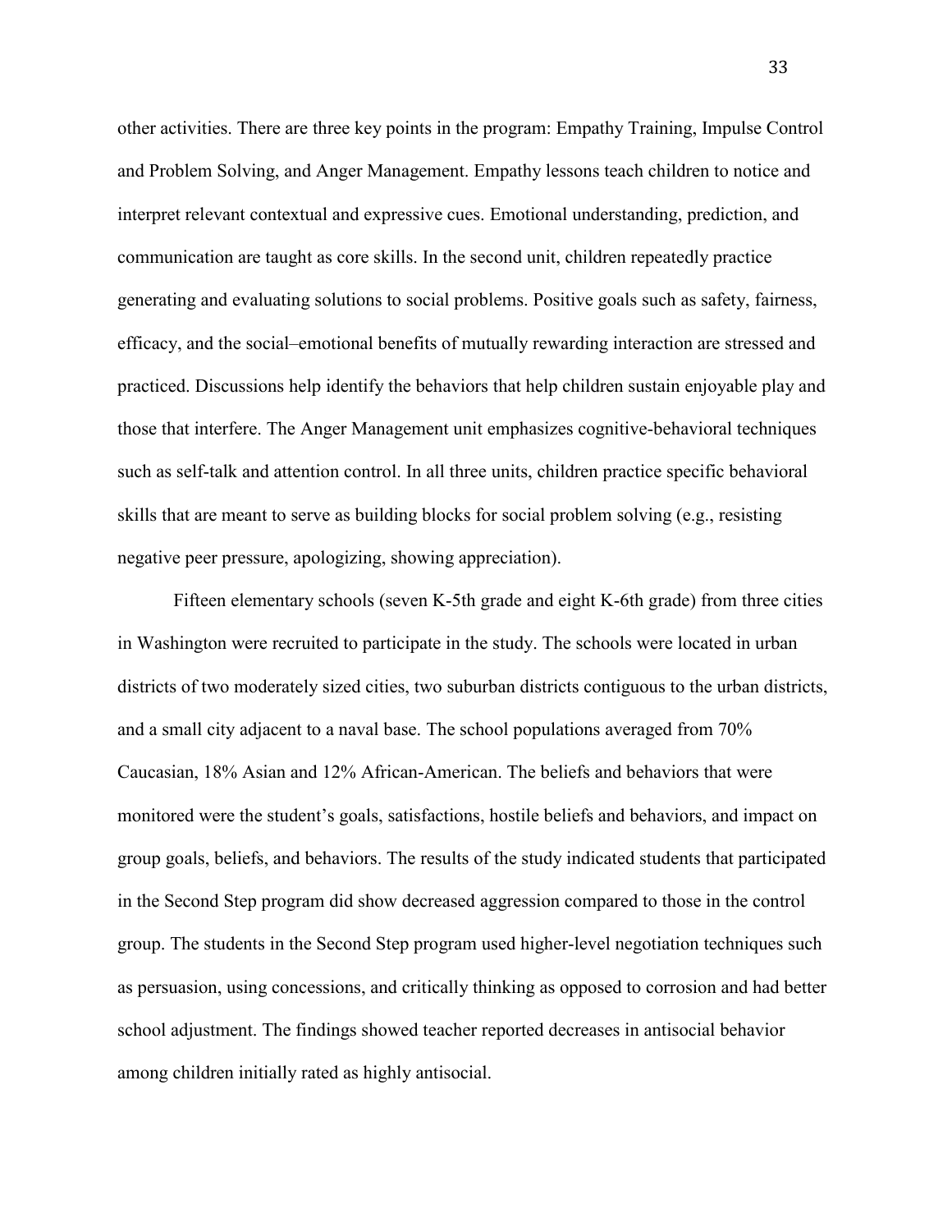other activities. There are three key points in the program: Empathy Training, Impulse Control and Problem Solving, and Anger Management. Empathy lessons teach children to notice and interpret relevant contextual and expressive cues. Emotional understanding, prediction, and communication are taught as core skills. In the second unit, children repeatedly practice generating and evaluating solutions to social problems. Positive goals such as safety, fairness, efficacy, and the social–emotional benefits of mutually rewarding interaction are stressed and practiced. Discussions help identify the behaviors that help children sustain enjoyable play and those that interfere. The Anger Management unit emphasizes cognitive-behavioral techniques such as self-talk and attention control. In all three units, children practice specific behavioral skills that are meant to serve as building blocks for social problem solving (e.g., resisting negative peer pressure, apologizing, showing appreciation).

Fifteen elementary schools (seven K-5th grade and eight K-6th grade) from three cities in Washington were recruited to participate in the study. The schools were located in urban districts of two moderately sized cities, two suburban districts contiguous to the urban districts, and a small city adjacent to a naval base. The school populations averaged from 70% Caucasian, 18% Asian and 12% African-American. The beliefs and behaviors that were monitored were the student's goals, satisfactions, hostile beliefs and behaviors, and impact on group goals, beliefs, and behaviors. The results of the study indicated students that participated in the Second Step program did show decreased aggression compared to those in the control group. The students in the Second Step program used higher-level negotiation techniques such as persuasion, using concessions, and critically thinking as opposed to corrosion and had better school adjustment. The findings showed teacher reported decreases in antisocial behavior among children initially rated as highly antisocial.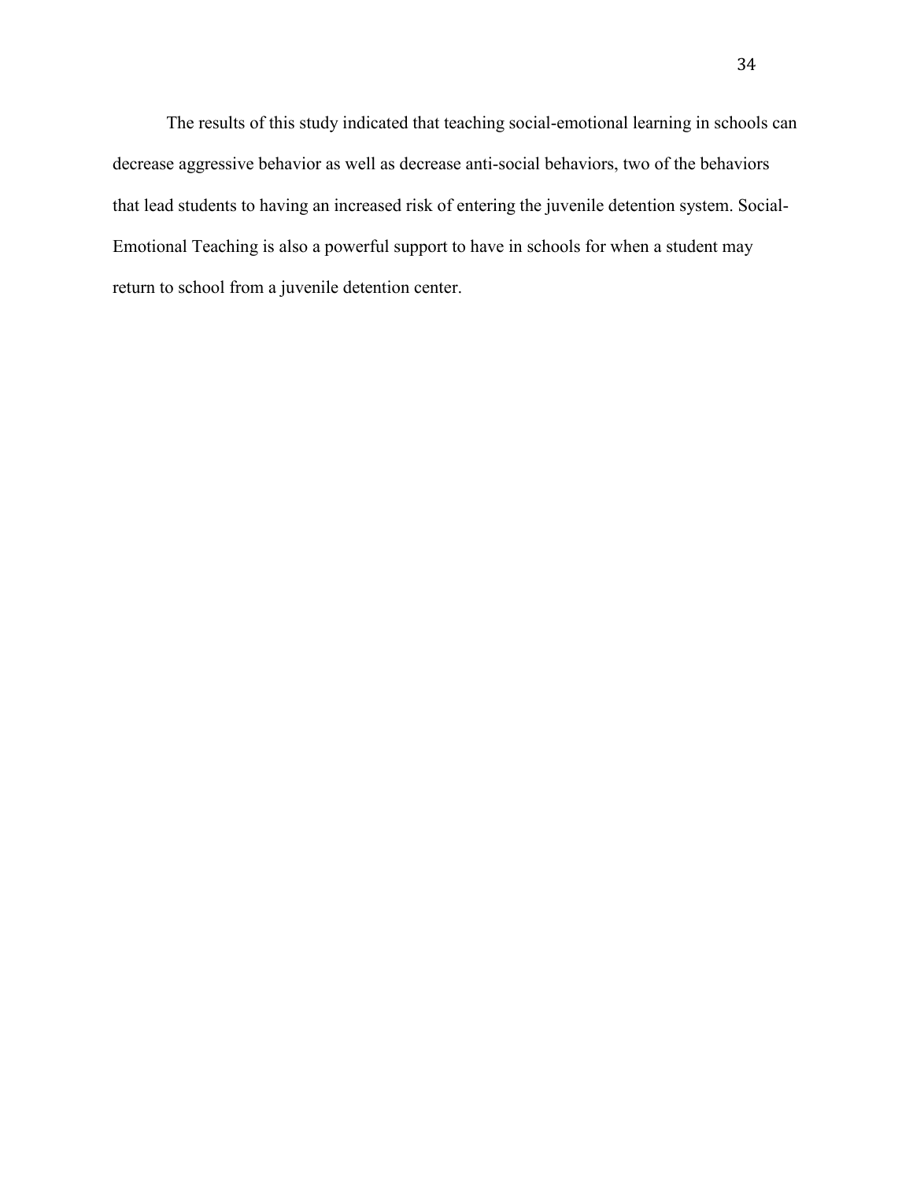The results of this study indicated that teaching social-emotional learning in schools can decrease aggressive behavior as well as decrease anti-social behaviors, two of the behaviors that lead students to having an increased risk of entering the juvenile detention system. Social-Emotional Teaching is also a powerful support to have in schools for when a student may return to school from a juvenile detention center.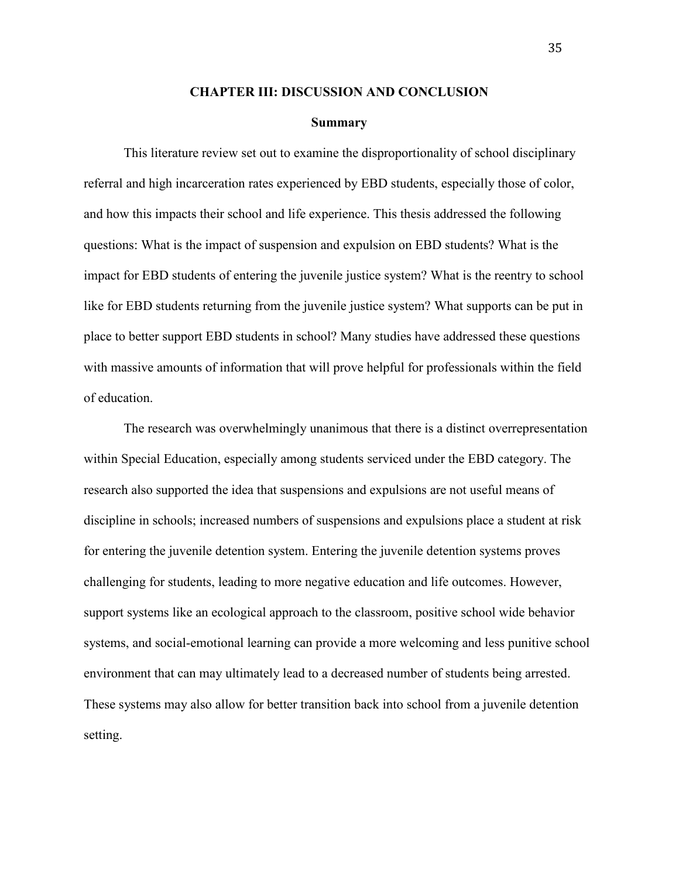## CHAPTER III: DISCUSSION AND CONCLUSION

### Summary

This literature review set out to examine the disproportionality of school disciplinary referral and high incarceration rates experienced by EBD students, especially those of color, and how this impacts their school and life experience. This thesis addressed the following questions: What is the impact of suspension and expulsion on EBD students? What is the impact for EBD students of entering the juvenile justice system? What is the reentry to school like for EBD students returning from the juvenile justice system? What supports can be put in place to better support EBD students in school? Many studies have addressed these questions with massive amounts of information that will prove helpful for professionals within the field of education.

The research was overwhelmingly unanimous that there is a distinct overrepresentation within Special Education, especially among students serviced under the EBD category. The research also supported the idea that suspensions and expulsions are not useful means of discipline in schools; increased numbers of suspensions and expulsions place a student at risk for entering the juvenile detention system. Entering the juvenile detention systems proves challenging for students, leading to more negative education and life outcomes. However, support systems like an ecological approach to the classroom, positive school wide behavior systems, and social-emotional learning can provide a more welcoming and less punitive school environment that can may ultimately lead to a decreased number of students being arrested. These systems may also allow for better transition back into school from a juvenile detention setting.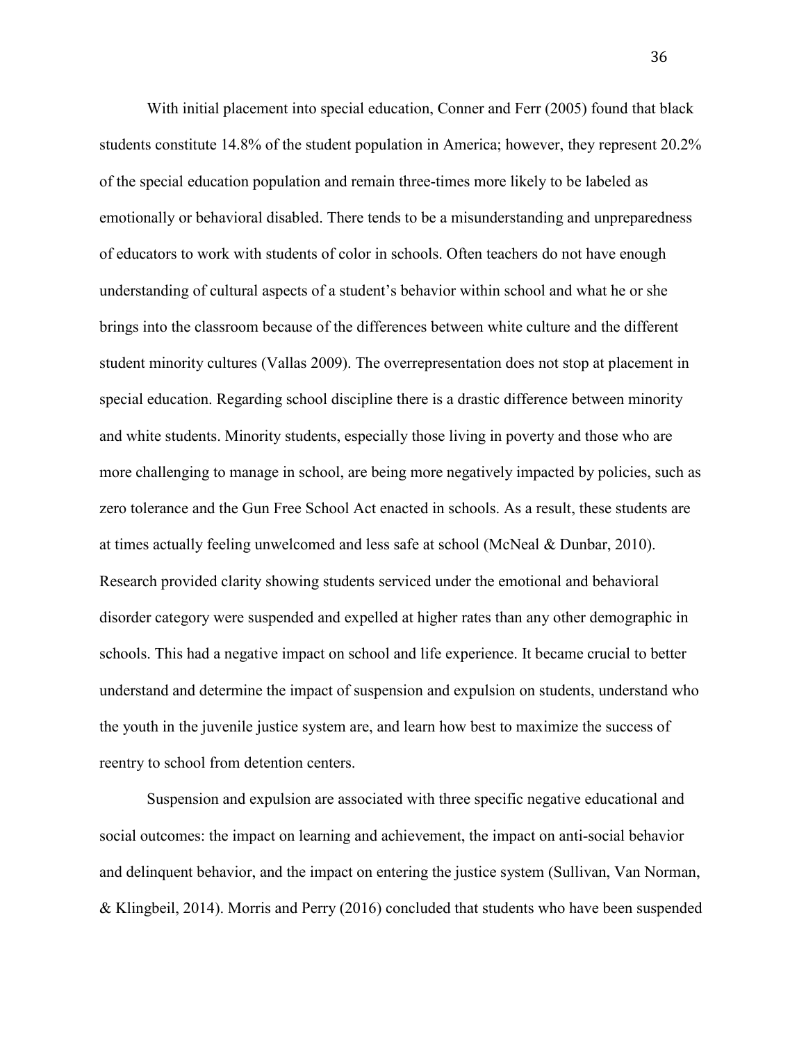With initial placement into special education, Conner and Ferr (2005) found that black students constitute 14.8% of the student population in America; however, they represent 20.2% of the special education population and remain three-times more likely to be labeled as emotionally or behavioral disabled. There tends to be a misunderstanding and unpreparedness of educators to work with students of color in schools. Often teachers do not have enough understanding of cultural aspects of a student's behavior within school and what he or she brings into the classroom because of the differences between white culture and the different student minority cultures (Vallas 2009). The overrepresentation does not stop at placement in special education. Regarding school discipline there is a drastic difference between minority and white students. Minority students, especially those living in poverty and those who are more challenging to manage in school, are being more negatively impacted by policies, such as zero tolerance and the Gun Free School Act enacted in schools. As a result, these students are at times actually feeling unwelcomed and less safe at school (McNeal & Dunbar, 2010). Research provided clarity showing students serviced under the emotional and behavioral disorder category were suspended and expelled at higher rates than any other demographic in schools. This had a negative impact on school and life experience. It became crucial to better understand and determine the impact of suspension and expulsion on students, understand who the youth in the juvenile justice system are, and learn how best to maximize the success of reentry to school from detention centers.

Suspension and expulsion are associated with three specific negative educational and social outcomes: the impact on learning and achievement, the impact on anti-social behavior and delinquent behavior, and the impact on entering the justice system (Sullivan, Van Norman, & Klingbeil, 2014). Morris and Perry (2016) concluded that students who have been suspended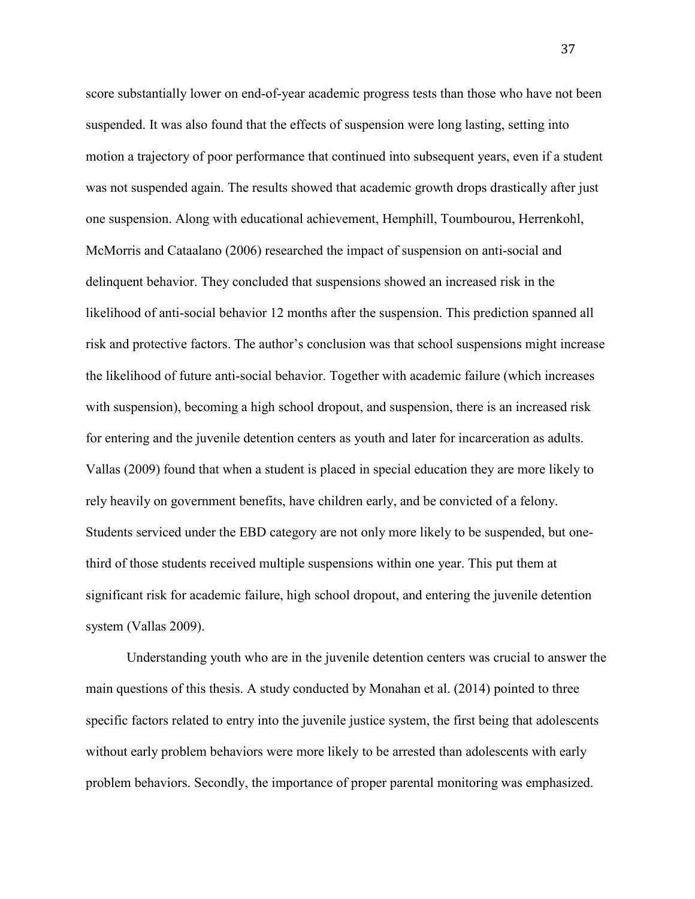score substantially lower on end-of-year academic progress tests than those who have not been suspended. It was also found that the effects of suspension were long lasting, setting into motion a trajectory of poor performance that continued into subsequent years, even if a student was not suspended again. The results showed that academic growth drops drastically after just one suspension. Along with educational achievement, Hemphill, Toumbourou, Herrenkohl, McMorris and Cataalano (2006) researched the impact of suspension on anti-social and delinquent behavior. They concluded that suspensions showed an increased risk in the likelihood of anti-social behavior 12 months after the suspension. This prediction spanned all risk and protective factors. The author's conclusion was that school suspensions might increase the likelihood of future anti-social behavior. Together with academic failure (which increases with suspension), becoming a high school dropout, and suspension, there is an increased risk for entering and the juvenile detention centers as youth and later for incarceration as adults. Vallas (2009) found that when a student is placed in special education they are more likely to rely heavily on government benefits, have children early, and be convicted of a felony. Students serviced under the EBD category are not only more likely to be suspended, but one-third of those students received multiple suspensions within one year. This put them at significant risk for academic failure, high school dropout, and entering the juvenile detention system (Vallas 2009).

Understanding youth who are in the juvenile detention centers was crucial to answer the main questions of this thesis. A study conducted by Monahan et al. (2014) pointed to three specific factors related to entry into the juvenile justice system, the first being that adolescents without early problem behaviors were more likely to be arrested than adolescents with early problem behaviors. Secondly, the importance of proper parental monitoring was emphasized.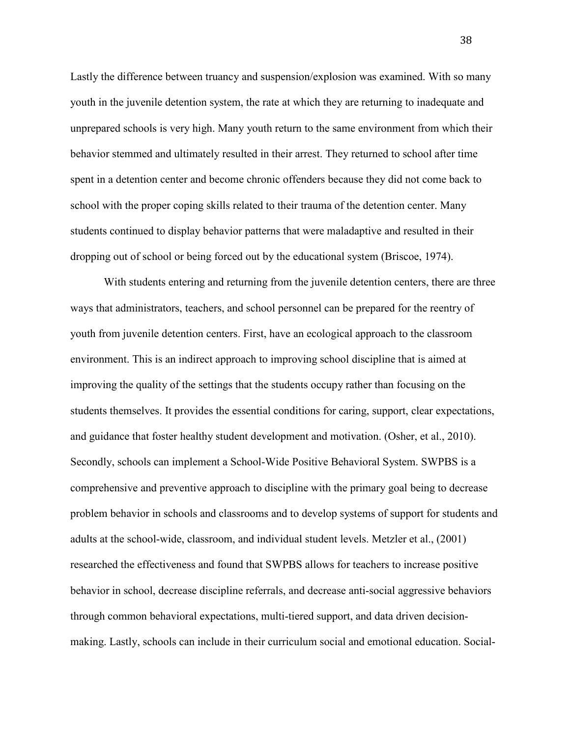Lastly the difference between truancy and suspension/explosion was examined. With so many youth in the juvenile detention system, the rate at which they are returning to inadequate and unprepared schools is very high. Many youth return to the same environment from which their behavior stemmed and ultimately resulted in their arrest. They returned to school after time spent in a detention center and become chronic offenders because they did not come back to school with the proper coping skills related to their trauma of the detention center. Many students continued to display behavior patterns that were maladaptive and resulted in their dropping out of school or being forced out by the educational system (Briscoe, 1974).

With students entering and returning from the juvenile detention centers, there are three ways that administrators, teachers, and school personnel can be prepared for the reentry of youth from juvenile detention centers. First, have an ecological approach to the classroom environment. This is an indirect approach to improving school discipline that is aimed at improving the quality of the settings that the students occupy rather than focusing on the students themselves. It provides the essential conditions for caring, support, clear expectations, and guidance that foster healthy student development and motivation. (Osher, et al., 2010). Secondly, schools can implement a School-Wide Positive Behavioral System. SWPBS is a comprehensive and preventive approach to discipline with the primary goal being to decrease problem behavior in schools and classrooms and to develop systems of support for students and adults at the school-wide, classroom, and individual student levels. Metzler et al., (2001) researched the effectiveness and found that SWPBS allows for teachers to increase positive behavior in school, decrease discipline referrals, and decrease anti-social aggressive behaviors through common behavioral expectations, multi-tiered support, and data driven decision-making. Lastly, schools can include in their curriculum social and emotional education. Social-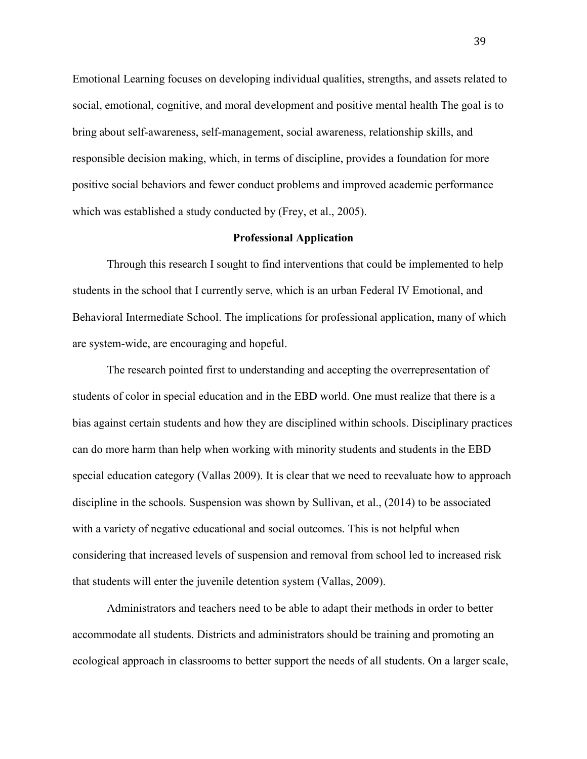Emotional Learning focuses on developing individual qualities, strengths, and assets related to social, emotional, cognitive, and moral development and positive mental health The goal is to bring about self-awareness, self-management, social awareness, relationship skills, and responsible decision making, which, in terms of discipline, provides a foundation for more positive social behaviors and fewer conduct problems and improved academic performance which was established a study conducted by (Frey, et al., 2005).

## Professional Application

Through this research I sought to find interventions that could be implemented to help students in the school that I currently serve, which is an urban Federal IV Emotional, and Behavioral Intermediate School. The implications for professional application, many of which are system-wide, are encouraging and hopeful.

The research pointed first to understanding and accepting the overrepresentation of students of color in special education and in the EBD world. One must realize that there is a bias against certain students and how they are disciplined within schools. Disciplinary practices can do more harm than help when working with minority students and students in the EBD special education category (Vallas 2009). It is clear that we need to reevaluate how to approach discipline in the schools. Suspension was shown by Sullivan, et al., (2014) to be associated with a variety of negative educational and social outcomes. This is not helpful when considering that increased levels of suspension and removal from school led to increased risk that students will enter the juvenile detention system (Vallas, 2009).

Administrators and teachers need to be able to adapt their methods in order to better accommodate all students. Districts and administrators should be training and promoting an ecological approach in classrooms to better support the needs of all students. On a larger scale,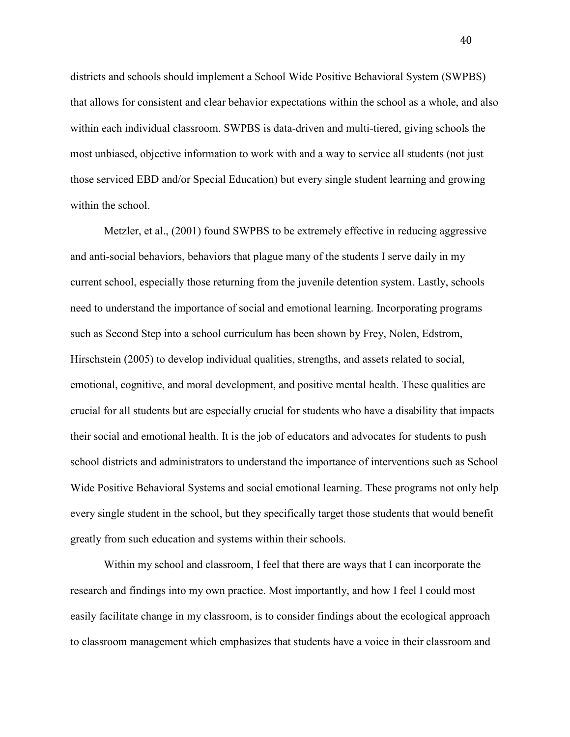districts and schools should implement a School Wide Positive Behavioral System (SWPBS) that allows for consistent and clear behavior expectations within the school as a whole, and also within each individual classroom. SWPBS is data-driven and multi-tiered, giving schools the most unbiased, objective information to work with and a way to service all students (not just those serviced EBD and/or Special Education) but every single student learning and growing within the school.

Metzler, et al., (2001) found SWPBS to be extremely effective in reducing aggressive and anti-social behaviors, behaviors that plague many of the students I serve daily in my current school, especially those returning from the juvenile detention system. Lastly, schools need to understand the importance of social and emotional learning. Incorporating programs such as Second Step into a school curriculum has been shown by Frey, Nolen, Edstrom, Hirschstein (2005) to develop individual qualities, strengths, and assets related to social, emotional, cognitive, and moral development, and positive mental health. These qualities are crucial for all students but are especially crucial for students who have a disability that impacts their social and emotional health. It is the job of educators and advocates for students to push school districts and administrators to understand the importance of interventions such as School Wide Positive Behavioral Systems and social emotional learning. These programs not only help every single student in the school, but they specifically target those students that would benefit greatly from such education and systems within their schools.

Within my school and classroom, I feel that there are ways that I can incorporate the research and findings into my own practice. Most importantly, and how I feel I could most easily facilitate change in my classroom, is to consider findings about the ecological approach to classroom management which emphasizes that students have a voice in their classroom and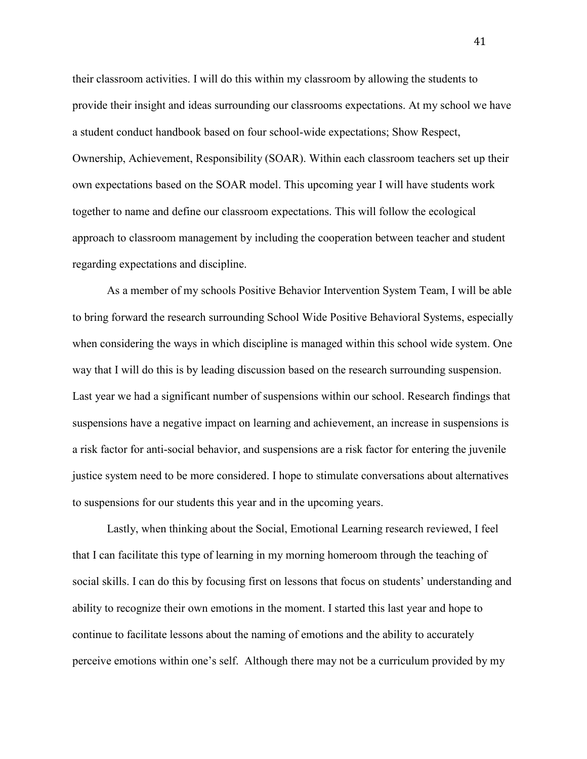their classroom activities. I will do this within my classroom by allowing the students to provide their insight and ideas surrounding our classrooms expectations. At my school we have a student conduct handbook based on four school-wide expectations; Show Respect, Ownership, Achievement, Responsibility (SOAR). Within each classroom teachers set up their own expectations based on the SOAR model. This upcoming year I will have students work together to name and define our classroom expectations. This will follow the ecological approach to classroom management by including the cooperation between teacher and student regarding expectations and discipline.

As a member of my schools Positive Behavior Intervention System Team, I will be able to bring forward the research surrounding School Wide Positive Behavioral Systems, especially when considering the ways in which discipline is managed within this school wide system. One way that I will do this is by leading discussion based on the research surrounding suspension. Last year we had a significant number of suspensions within our school. Research findings that suspensions have a negative impact on learning and achievement, an increase in suspensions is a risk factor for anti-social behavior, and suspensions are a risk factor for entering the juvenile justice system need to be more considered. I hope to stimulate conversations about alternatives to suspensions for our students this year and in the upcoming years.

Lastly, when thinking about the Social, Emotional Learning research reviewed, I feel that I can facilitate this type of learning in my morning homeroom through the teaching of social skills. I can do this by focusing first on lessons that focus on students' understanding and ability to recognize their own emotions in the moment. I started this last year and hope to continue to facilitate lessons about the naming of emotions and the ability to accurately perceive emotions within one's self. Although there may not be a curriculum provided by my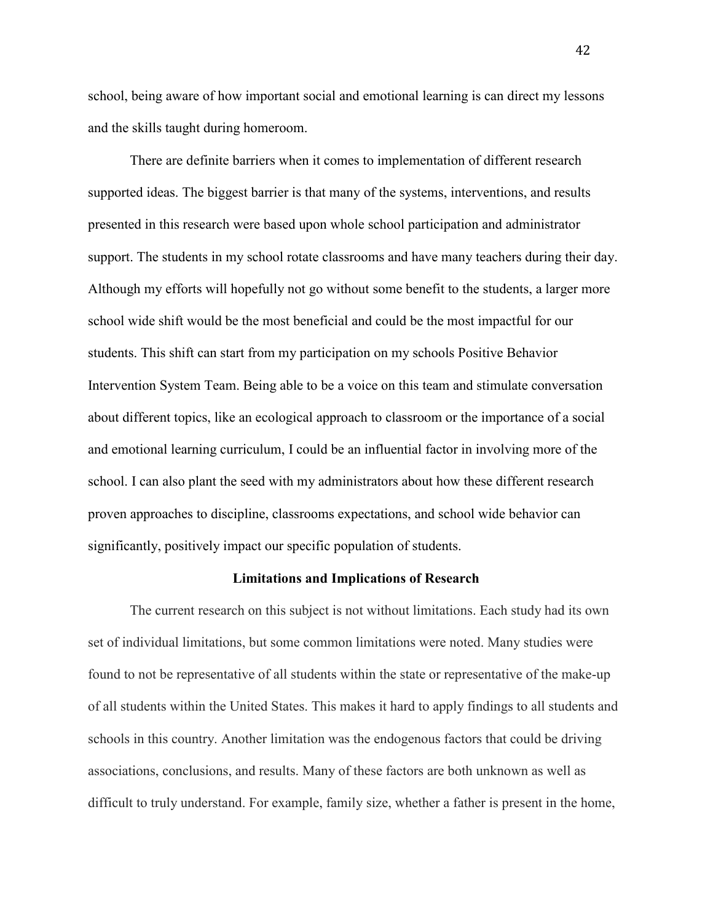school, being aware of how important social and emotional learning is can direct my lessons and the skills taught during homeroom.

There are definite barriers when it comes to implementation of different research supported ideas. The biggest barrier is that many of the systems, interventions, and results presented in this research were based upon whole school participation and administrator support. The students in my school rotate classrooms and have many teachers during their day. Although my efforts will hopefully not go without some benefit to the students, a larger more school wide shift would be the most beneficial and could be the most impactful for our students. This shift can start from my participation on my schools Positive Behavior Intervention System Team. Being able to be a voice on this team and stimulate conversation about different topics, like an ecological approach to classroom or the importance of a social and emotional learning curriculum, I could be an influential factor in involving more of the school. I can also plant the seed with my administrators about how these different research proven approaches to discipline, classrooms expectations, and school wide behavior can significantly, positively impact our specific population of students.

## Limitations and Implications of Research

The current research on this subject is not without limitations. Each study had its own set of individual limitations, but some common limitations were noted. Many studies were found to not be representative of all students within the state or representative of the make-up of all students within the United States. This makes it hard to apply findings to all students and schools in this country. Another limitation was the endogenous factors that could be driving associations, conclusions, and results. Many of these factors are both unknown as well as difficult to truly understand. For example, family size, whether a father is present in the home,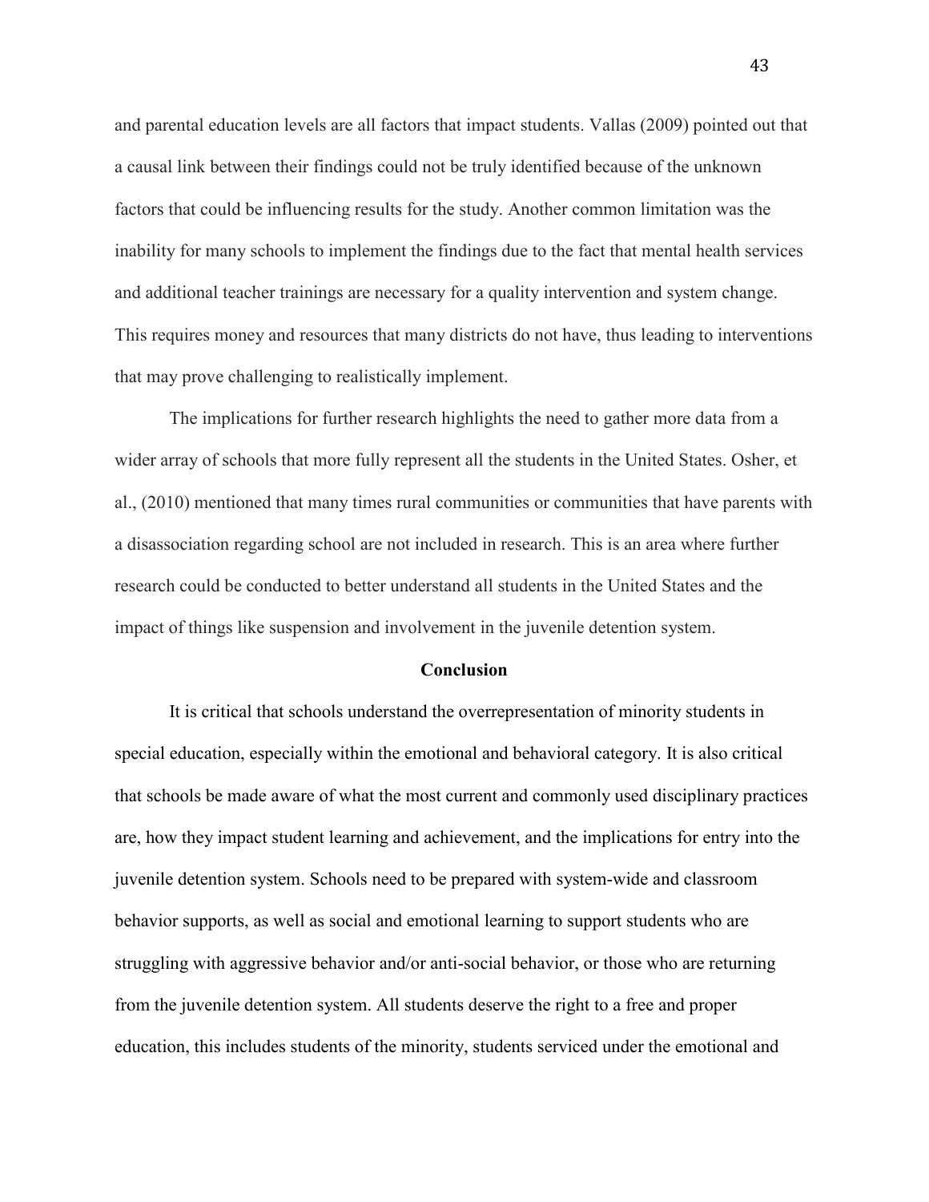and parental education levels are all factors that impact students. Vallas (2009) pointed out that a causal link between their findings could not be truly identified because of the unknown factors that could be influencing results for the study. Another common limitation was the inability for many schools to implement the findings due to the fact that mental health services and additional teacher trainings are necessary for a quality intervention and system change. This requires money and resources that many districts do not have, thus leading to interventions that may prove challenging to realistically implement.

The implications for further research highlights the need to gather more data from a wider array of schools that more fully represent all the students in the United States. Osher, et al., (2010) mentioned that many times rural communities or communities that have parents with a disassociation regarding school are not included in research. This is an area where further research could be conducted to better understand all students in the United States and the impact of things like suspension and involvement in the juvenile detention system.

## Conclusion

It is critical that schools understand the overrepresentation of minority students in special education, especially within the emotional and behavioral category. It is also critical that schools be made aware of what the most current and commonly used disciplinary practices are, how they impact student learning and achievement, and the implications for entry into the juvenile detention system. Schools need to be prepared with system-wide and classroom behavior supports, as well as social and emotional learning to support students who are struggling with aggressive behavior and/or anti-social behavior, or those who are returning from the juvenile detention system. All students deserve the right to a free and proper education, this includes students of the minority, students serviced under the emotional and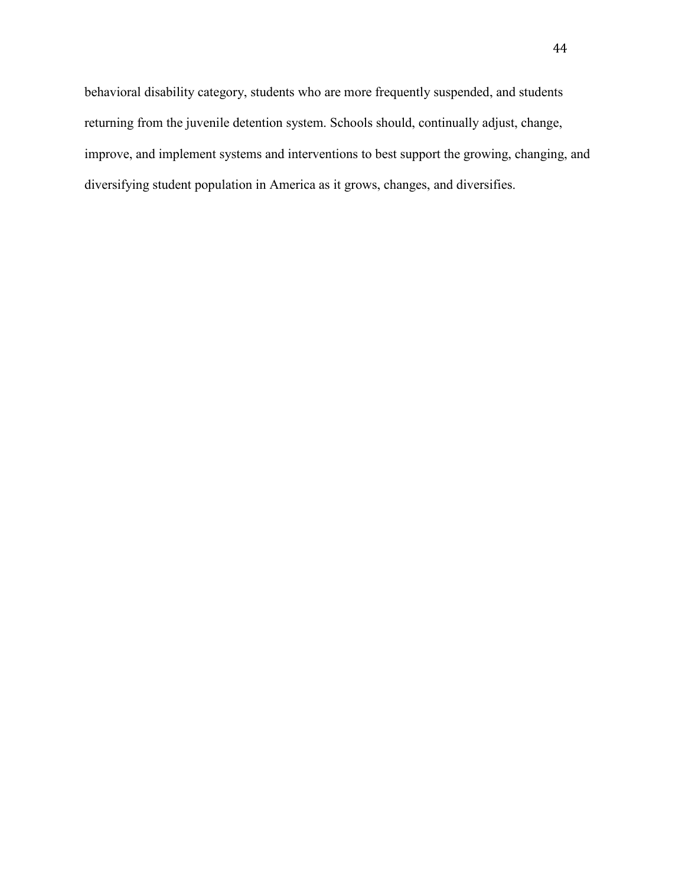behavioral disability category, students who are more frequently suspended, and students returning from the juvenile detention system. Schools should, continually adjust, change, improve, and implement systems and interventions to best support the growing, changing, and diversifying student population in America as it grows, changes, and diversifies.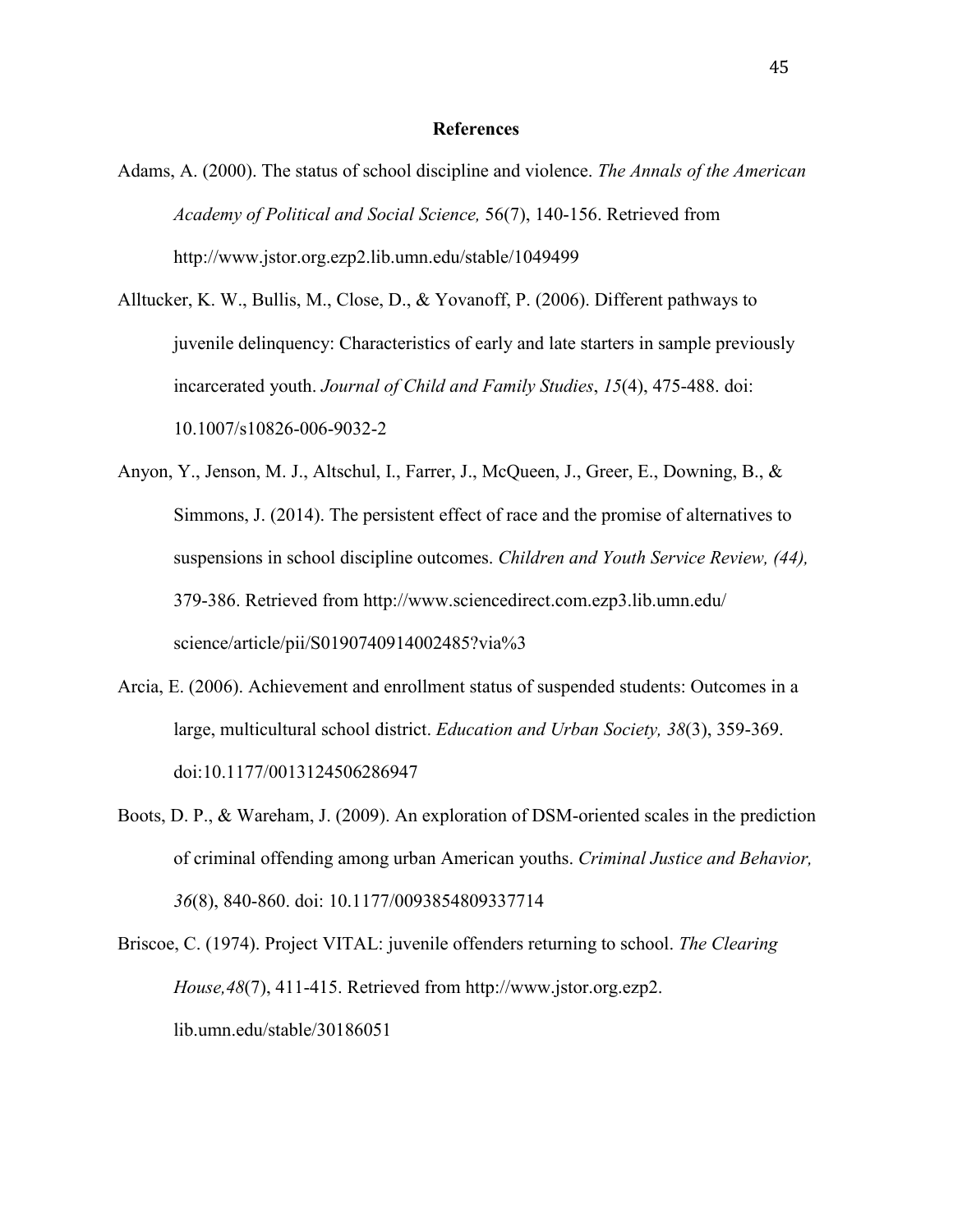## References

Adams, A. (2000). The status of school discipline and violence. *The Annals of the American Academy of Political and Social Science,* 56(7), 140-156. Retrieved from http://www.jstor.org.ezp2.lib.umn.edu/stable/1049499

Alltucker, K. W., Bullis, M., Close, D., & Yovanoff, P. (2006). Different pathways to juvenile delinquency: Characteristics of early and late starters in sample previously incarcerated youth. *Journal of Child and Family Studies*, *15*(4), 475-488. doi: 10.1007/s10826-006-9032-2

Anyon, Y., Jenson, M. J., Altschul, I., Farrer, J., McQueen, J., Greer, E., Downing, B., & Simmons, J. (2014). The persistent effect of race and the promise of alternatives to suspensions in school discipline outcomes. *Children and Youth Service Review, (44),* 379-386. Retrieved from http://www.sciencedirect.com.ezp3.lib.umn.edu/ science/article/pii/S0190740914002485?via%3

Arcia, E. (2006). Achievement and enrollment status of suspended students: Outcomes in a large, multicultural school district. *Education and Urban Society, 38*(3), 359-369. doi:10.1177/0013124506286947

Boots, D. P., & Wareham, J. (2009). An exploration of DSM-oriented scales in the prediction of criminal offending among urban American youths. *Criminal Justice and Behavior, 36*(8), 840-860. doi: 10.1177/0093854809337714

Briscoe, C. (1974). Project VITAL: juvenile offenders returning to school. *The Clearing House,48*(7), 411-415. Retrieved from http://www.jstor.org.ezp2. lib.umn.edu/stable/30186051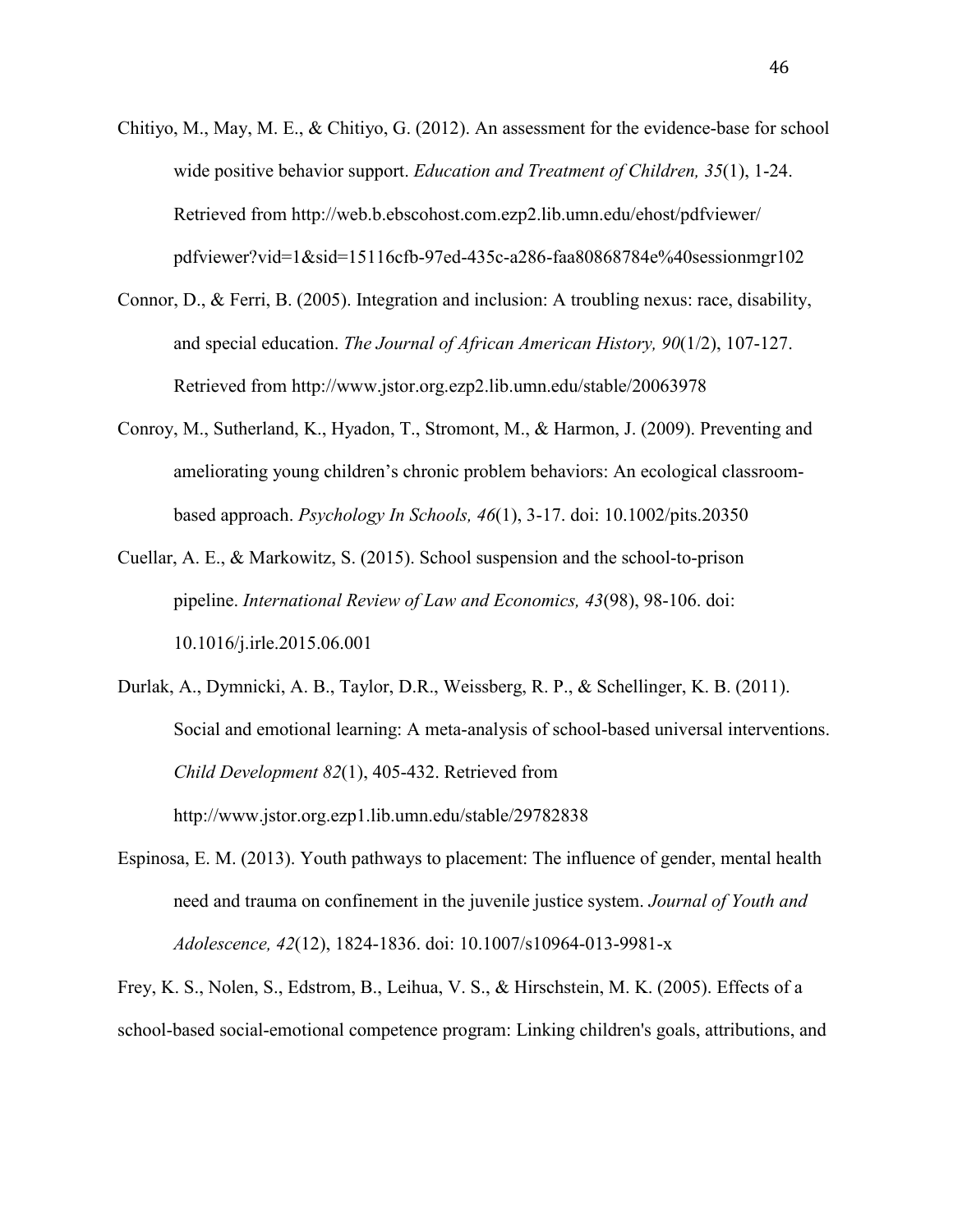Chitiyo, M., May, M. E., & Chitiyo, G. (2012). An assessment for the evidence-base for school wide positive behavior support. *Education and Treatment of Children, 35*(1), 1-24. Retrieved from http://web.b.ebscohost.com.ezp2.lib.umn.edu/ehost/pdfviewer/pdfviewer?vid=1&sid=15116cfb-97ed-435c-a286-faa80868784e%40sessionmgr102

Connor, D., & Ferri, B. (2005). Integration and inclusion: A troubling nexus: race, disability, and special education. *The Journal of African American History, 90*(1/2), 107-127. Retrieved from http://www.jstor.org.ezp2.lib.umn.edu/stable/20063978

Conroy, M., Sutherland, K., Hyadon, T., Stromont, M., & Harmon, J. (2009). Preventing and ameliorating young children's chronic problem behaviors: An ecological classroom-based approach. *Psychology In Schools, 46*(1), 3-17. doi: 10.1002/pits.20350

Cuellar, A. E., & Markowitz, S. (2015). School suspension and the school-to-prison pipeline. *International Review of Law and Economics, 43*(98), 98-106. doi: 10.1016/j.irle.2015.06.001

Durlak, A., Dymnicki, A. B., Taylor, D.R., Weissberg, R. P., & Schellinger, K. B. (2011). Social and emotional learning: A meta-analysis of school-based universal interventions. *Child Development 82*(1), 405-432. Retrieved from http://www.jstor.org.ezp1.lib.umn.edu/stable/29782838

Espinosa, E. M. (2013). Youth pathways to placement: The influence of gender, mental health need and trauma on confinement in the juvenile justice system. *Journal of Youth and Adolescence, 42*(12), 1824-1836. doi: 10.1007/s10964-013-9981-x

Frey, K. S., Nolen, S., Edstrom, B., Leihua, V. S., & Hirschstein, M. K. (2005). Effects of a school-based social-emotional competence program: Linking children's goals, attributions, and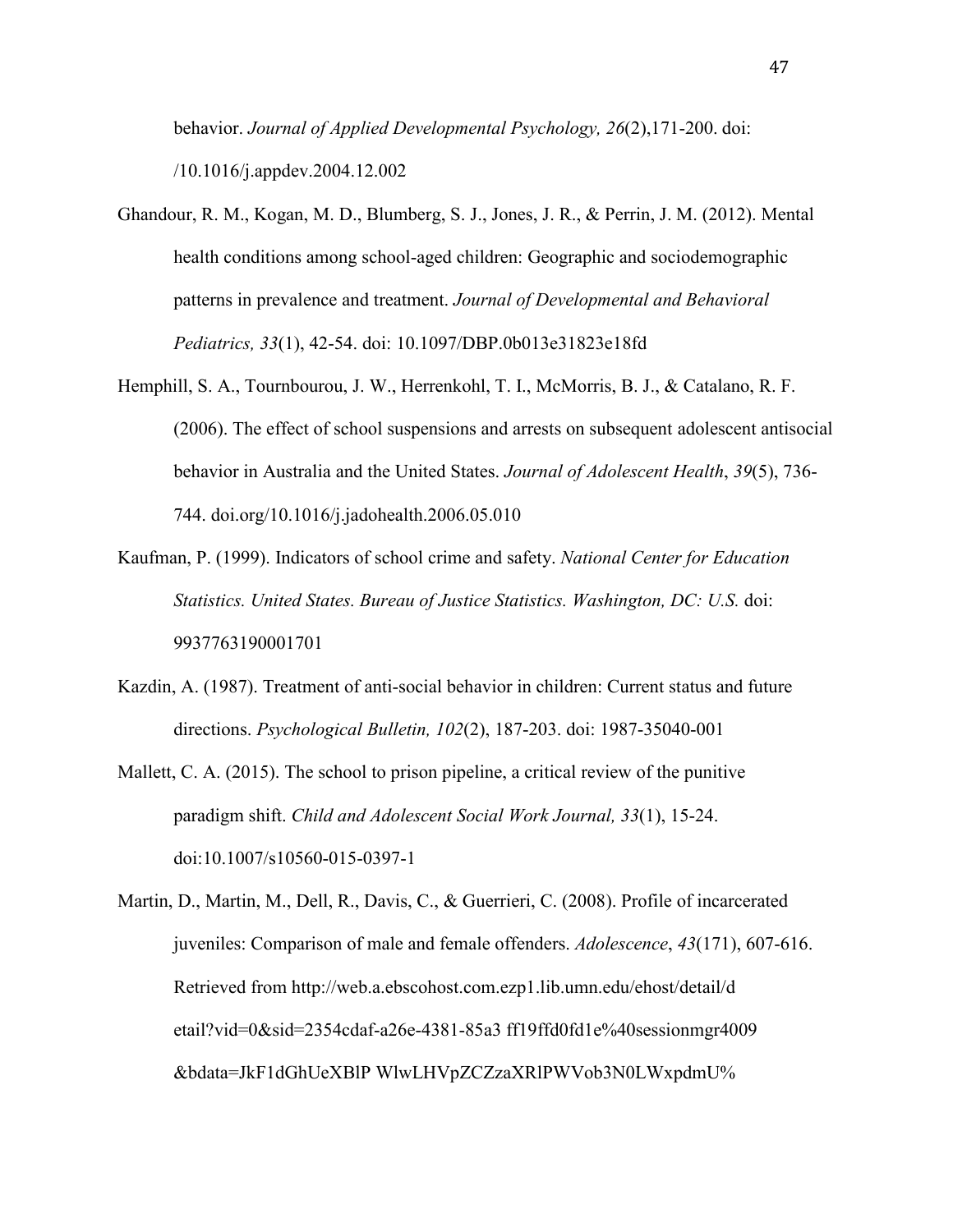behavior. *Journal of Applied Developmental Psychology, 26*(2),171-200. doi: /10.1016/j.appdev.2004.12.002

Ghandour, R. M., Kogan, M. D., Blumberg, S. J., Jones, J. R., & Perrin, J. M. (2012). Mental health conditions among school-aged children: Geographic and sociodemographic patterns in prevalence and treatment. *Journal of Developmental and Behavioral Pediatrics, 33*(1), 42-54. doi: 10.1097/DBP.0b013e31823e18fd

Hemphill, S. A., Tournbourou, J. W., Herrenkohl, T. I., McMorris, B. J., & Catalano, R. F. (2006). The effect of school suspensions and arrests on subsequent adolescent antisocial behavior in Australia and the United States. *Journal of Adolescent Health*, *39*(5), 736-744. doi.org/10.1016/j.jadohealth.2006.05.010

Kaufman, P. (1999). Indicators of school crime and safety. *National Center for Education Statistics. United States. Bureau of Justice Statistics. Washington, DC: U.S.* doi: 9937763190001701

Kazdin, A. (1987). Treatment of anti-social behavior in children: Current status and future directions. *Psychological Bulletin, 102*(2), 187-203. doi: 1987-35040-001

Mallett, C. A. (2015). The school to prison pipeline, a critical review of the punitive paradigm shift. *Child and Adolescent Social Work Journal, 33*(1), 15-24. doi:10.1007/s10560-015-0397-1

Martin, D., Martin, M., Dell, R., Davis, C., & Guerrieri, C. (2008). Profile of incarcerated juveniles: Comparison of male and female offenders. *Adolescence*, *43*(171), 607-616. Retrieved from http://web.a.ebscohost.com.ezp1.lib.umn.edu/ehost/detail/detail?vid=0&sid=2354cdaf-a26e-4381-85a3 ff19ffd0fd1e%40sessionmgr4009 &bdata=JkF1dGhUeXBlP WlwLHVpZCZzaXRlPWVob3N0LWxpdmU%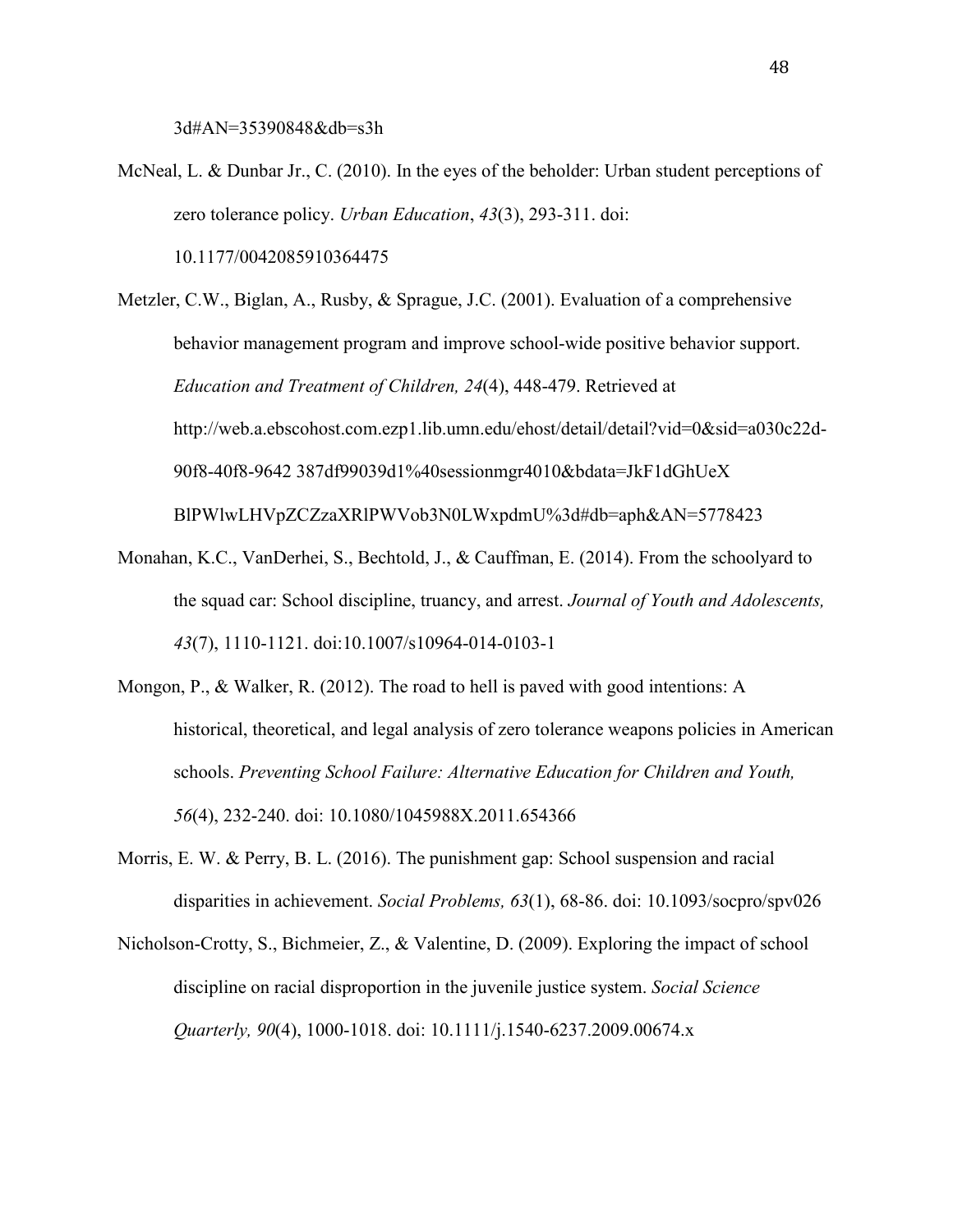3d#AN=35390848&db=s3h

McNeal, L. & Dunbar Jr., C. (2010). In the eyes of the beholder: Urban student perceptions of zero tolerance policy. *Urban Education*, *43*(3), 293-311. doi: 10.1177/0042085910364475

Metzler, C.W., Biglan, A., Rusby, & Sprague, J.C. (2001). Evaluation of a comprehensive behavior management program and improve school-wide positive behavior support. *Education and Treatment of Children, 24*(4), 448-479. Retrieved at http://web.a.ebscohost.com.ezp1.lib.umn.edu/ehost/detail/detail?vid=0&sid=a030c22d-90f8-40f8-9642 387df99039d1%40sessionmgr4010&bdata=JkF1dGhUeX BlPWlwLHVpZCZzaXRlPWVob3N0LWxpdmU%3d#db=aph&AN=5778423

Monahan, K.C., VanDerhei, S., Bechtold, J., & Cauffman, E. (2014). From the schoolyard to the squad car: School discipline, truancy, and arrest. *Journal of Youth and Adolescents, 43*(7), 1110-1121. doi:10.1007/s10964-014-0103-1

Mongon, P., & Walker, R. (2012). The road to hell is paved with good intentions: A historical, theoretical, and legal analysis of zero tolerance weapons policies in American schools. *Preventing School Failure: Alternative Education for Children and Youth, 56*(4), 232-240. doi: 10.1080/1045988X.2011.654366

Morris, E. W. & Perry, B. L. (2016). The punishment gap: School suspension and racial disparities in achievement. *Social Problems, 63*(1), 68-86. doi: 10.1093/socpro/spv026

Nicholson-Crotty, S., Bichmeier, Z., & Valentine, D. (2009). Exploring the impact of school discipline on racial disproportion in the juvenile justice system. *Social Science Quarterly, 90*(4), 1000-1018. doi: 10.1111/j.1540-6237.2009.00674.x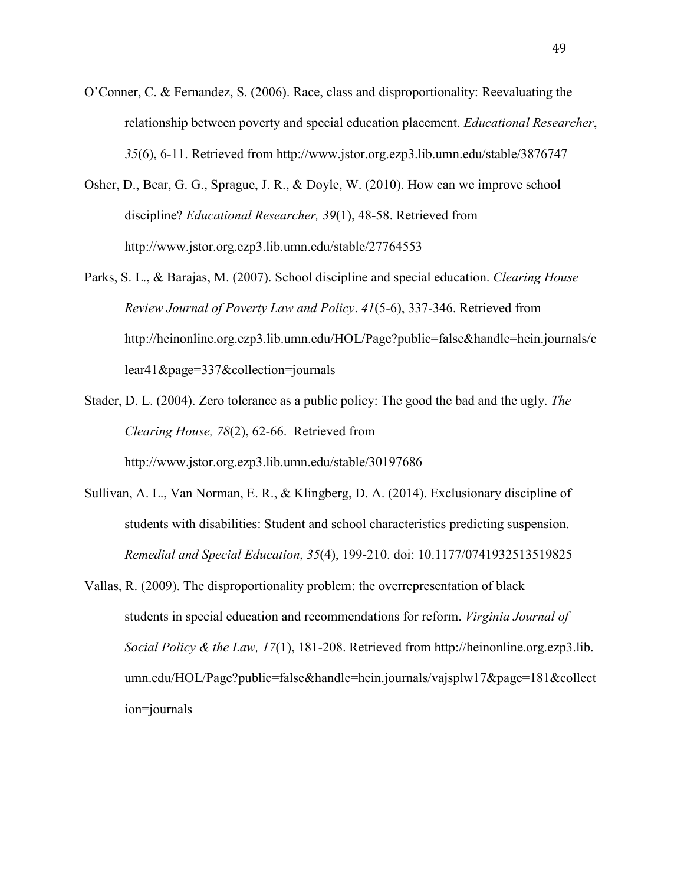O'Conner, C. & Fernandez, S. (2006). Race, class and disproportionality: Reevaluating the relationship between poverty and special education placement. *Educational Researcher*, *35*(6), 6-11. Retrieved from http://www.jstor.org.ezp3.lib.umn.edu/stable/3876747

Osher, D., Bear, G. G., Sprague, J. R., & Doyle, W. (2010). How can we improve school discipline? *Educational Researcher, 39*(1), 48-58. Retrieved from http://www.jstor.org.ezp3.lib.umn.edu/stable/27764553

Parks, S. L., & Barajas, M. (2007). School discipline and special education. *Clearing House Review Journal of Poverty Law and Policy*. *41*(5-6), 337-346. Retrieved from http://heinonline.org.ezp3.lib.umn.edu/HOL/Page?public=false&handle=hein.journals/clear41&page=337&collection=journals

Stader, D. L. (2004). Zero tolerance as a public policy: The good the bad and the ugly. *The Clearing House, 78*(2), 62-66. Retrieved from http://www.jstor.org.ezp3.lib.umn.edu/stable/30197686

Sullivan, A. L., Van Norman, E. R., & Klingberg, D. A. (2014). Exclusionary discipline of students with disabilities: Student and school characteristics predicting suspension. *Remedial and Special Education*, *35*(4), 199-210. doi: 10.1177/0741932513519825

Vallas, R. (2009). The disproportionality problem: the overrepresentation of black students in special education and recommendations for reform. *Virginia Journal of Social Policy & the Law, 17*(1), 181-208. Retrieved from http://heinonline.org.ezp3.lib.umn.edu/HOL/Page?public=false&handle=hein.journals/vajsplw17&page=181&collection=journals